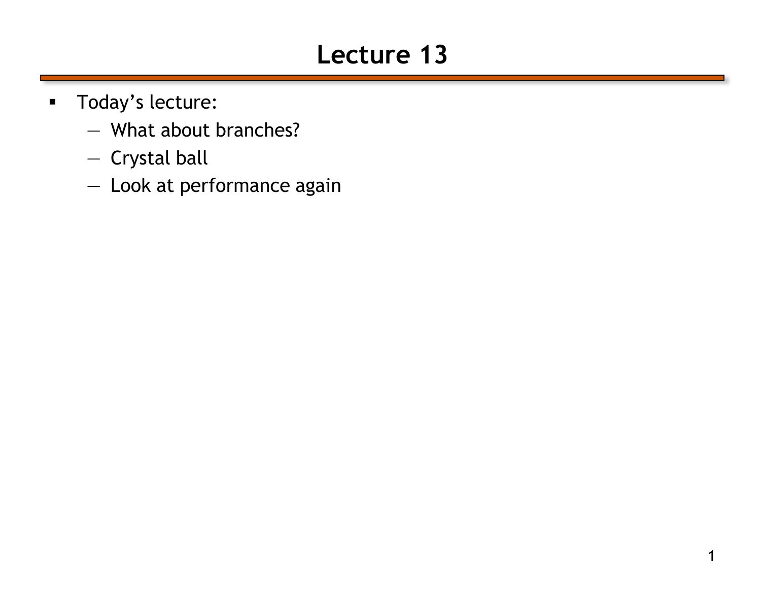# Lecture 13

- Today's lecture:
  - What about branches?
  - Crystal ball
  - Look at performance again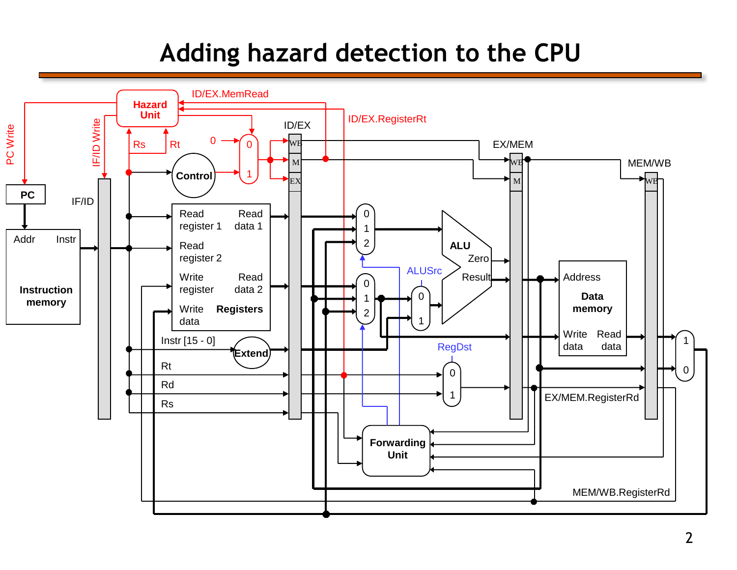# Adding hazard detection to the CPU

Hazard Unit

ID/EX.MemRead

ID/EX.RegisterRt

PC Write

IF/ID Write

Rs

Rt

0

0

1

Control

ID/EX

WB

M

EX

EX/MEM

WB

M

MEM/WB

WB

PC

IF/ID

Addr

Instr

Instruction memory

Read register 1

Read data 1

Read register 2

Write register

Read data 2

Write data

Registers

Instr [15 - 0]

Extend

Rt

Rd

Rs

0 1 2

0 1 2

ALUSrc

0 1

ALU

Zero

Result

RegDst

0 1

Address

Data memory

Write data

Read data

1 0

EX/MEM.RegisterRd

Forwarding Unit

MEM/WB.RegisterRd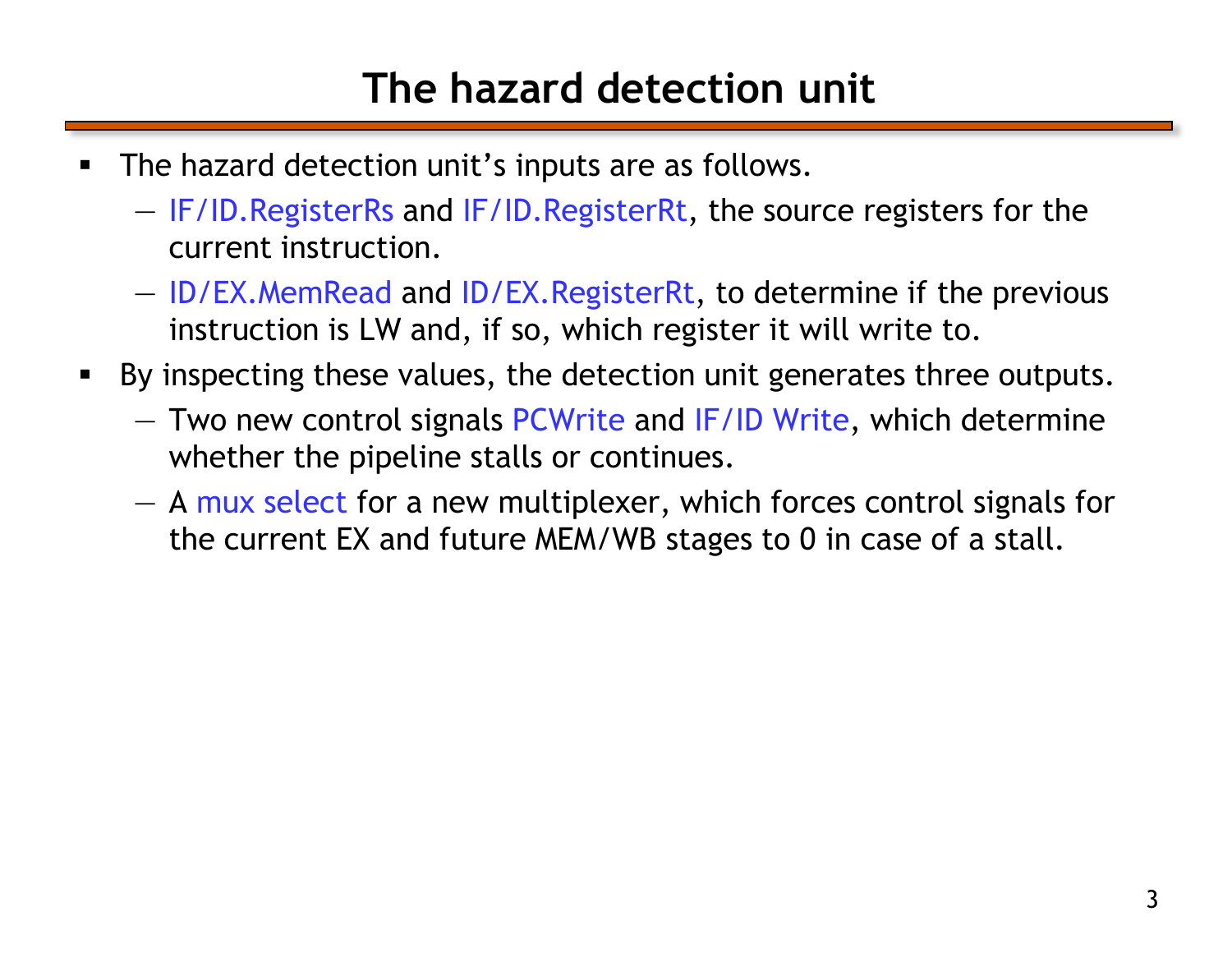# The hazard detection unit

- The hazard detection unit's inputs are as follows.
  - IF/ID.RegisterRs and IF/ID.RegisterRt, the source registers for the current instruction.
  - ID/EX.MemRead and ID/EX.RegisterRt, to determine if the previous instruction is LW and, if so, which register it will write to.
- By inspecting these values, the detection unit generates three outputs.
  - Two new control signals PCWrite and IF/ID Write, which determine whether the pipeline stalls or continues.
  - A mux select for a new multiplexer, which forces control signals for the current EX and future MEM/WB stages to 0 in case of a stall.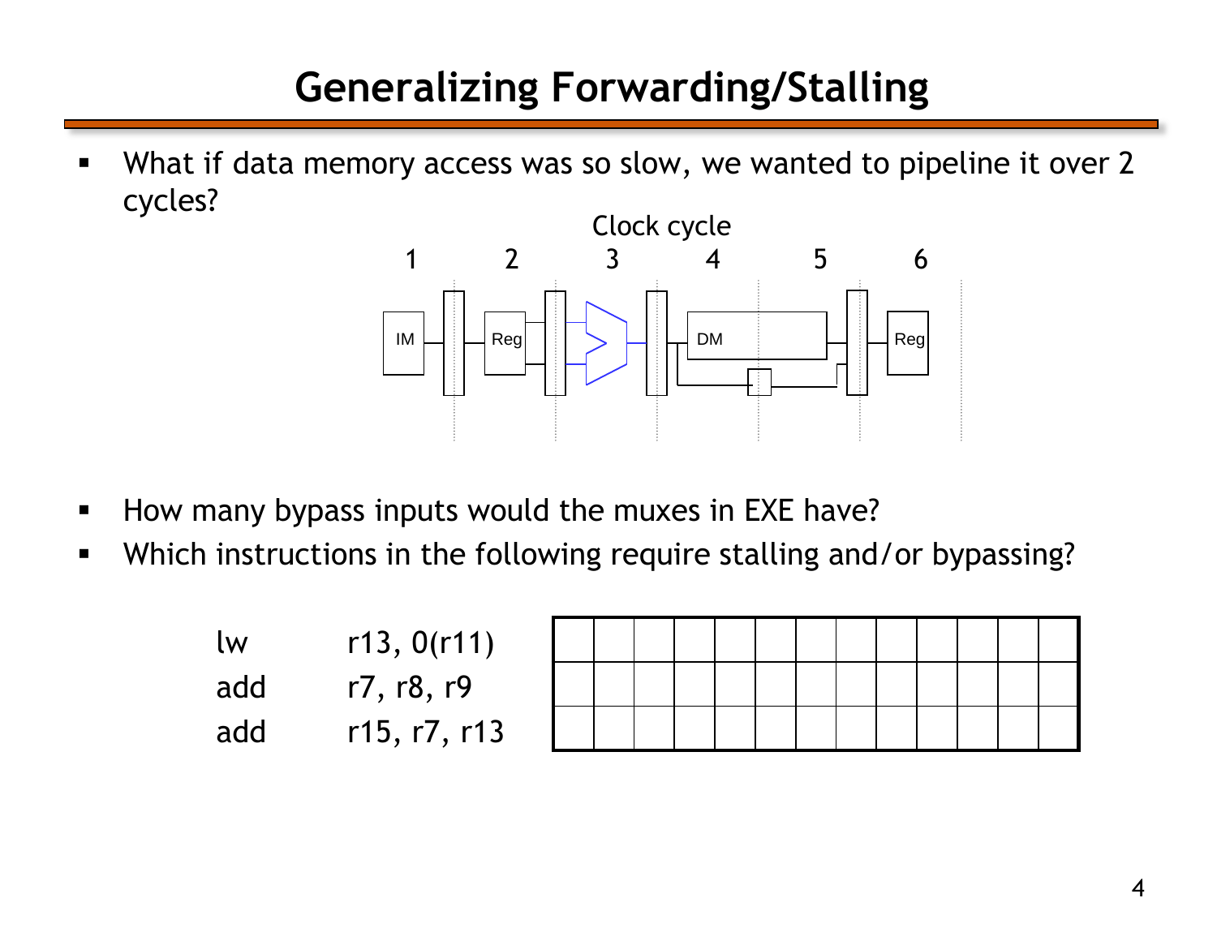# Generalizing Forwarding/Stalling

- What if data memory access was so slow, we wanted to pipeline it over 2 cycles?

Clock cycle

1 2 3 4 5 6

IM Reg DM Reg

- How many bypass inputs would the muxes in EXE have?
- Which instructions in the following require stalling and/or bypassing?

| | | | | | | | | | | | | | | |
|---|---|---|---|---|---|---|---|---|---|---|---|---|---|---|
| lw | r13, 0(r11) | | | | | | | | | | | | | |
| add | r7, r8, r9 | | | | | | | | | | | | | |
| add | r15, r7, r13 | | | | | | | | | | | | | |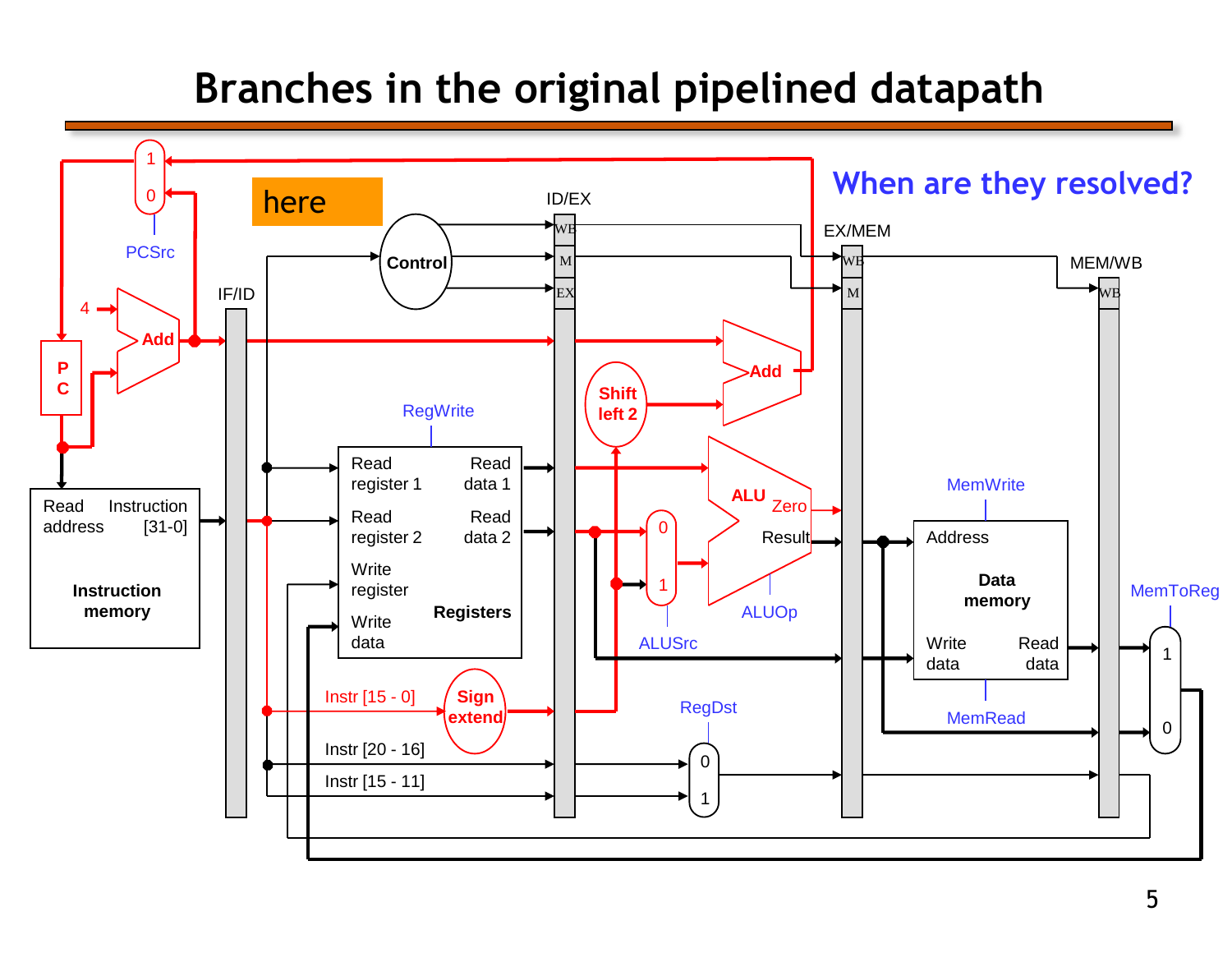# Branches in the original pipelined datapath

When are they resolved?

here

PCSrc, 1, 0, 4, Add, PC, IF/ID, Control, ID/EX, WB, M, EX, EX/MEM, WB, M, MEM/WB, WB

Read address, Instruction [31-0], Instruction memory

RegWrite, Read register 1, Read data 1, Read register 2, Read data 2, Write register, Write data, Registers

Shift left 2, Add, ALU, Zero, Result, 0, 1, ALUSrc, ALUOp

MemWrite, Address, Data memory, Write data, Read data, MemRead, MemToReg, 1, 0

Instr [15 - 0], Sign extend, Instr [20 - 16], Instr [15 - 11], RegDst, 0, 1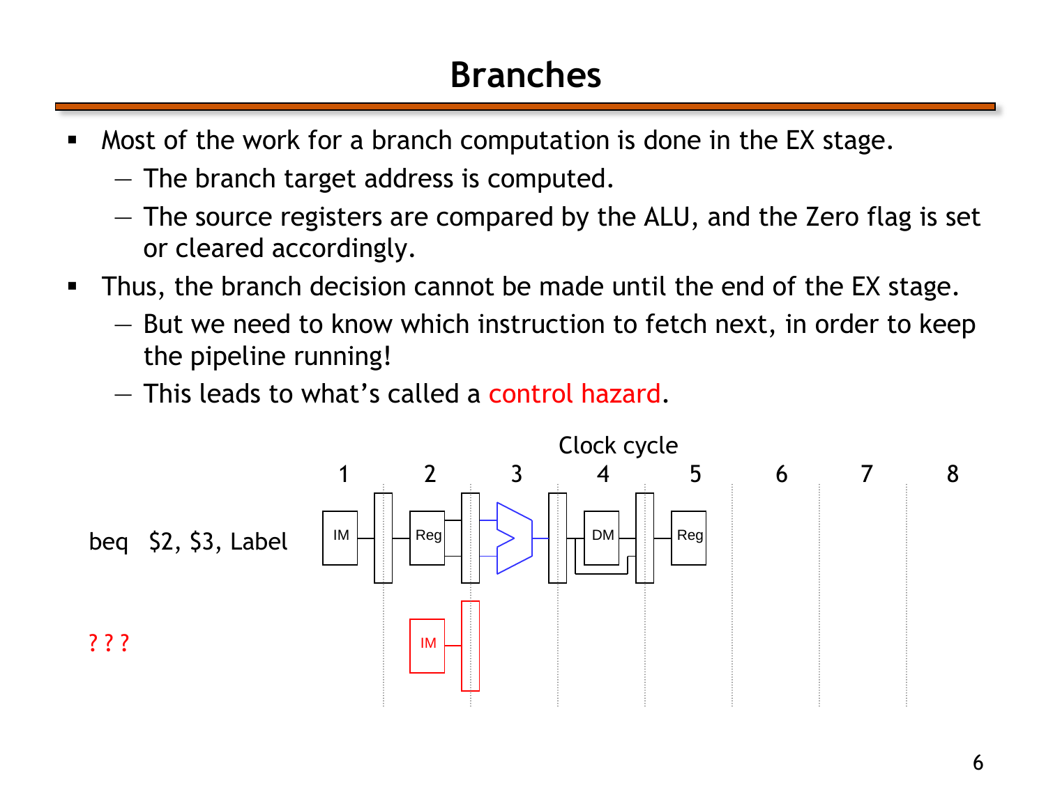# Branches

- Most of the work for a branch computation is done in the EX stage.
  - The branch target address is computed.
  - The source registers are compared by the ALU, and the Zero flag is set or cleared accordingly.
- Thus, the branch decision cannot be made until the end of the EX stage.
  - But we need to know which instruction to fetch next, in order to keep the pipeline running!
  - This leads to what's called a control hazard.

Clock cycle

1 2 3 4 5 6 7 8

beq $2, $3, Label

? ? ?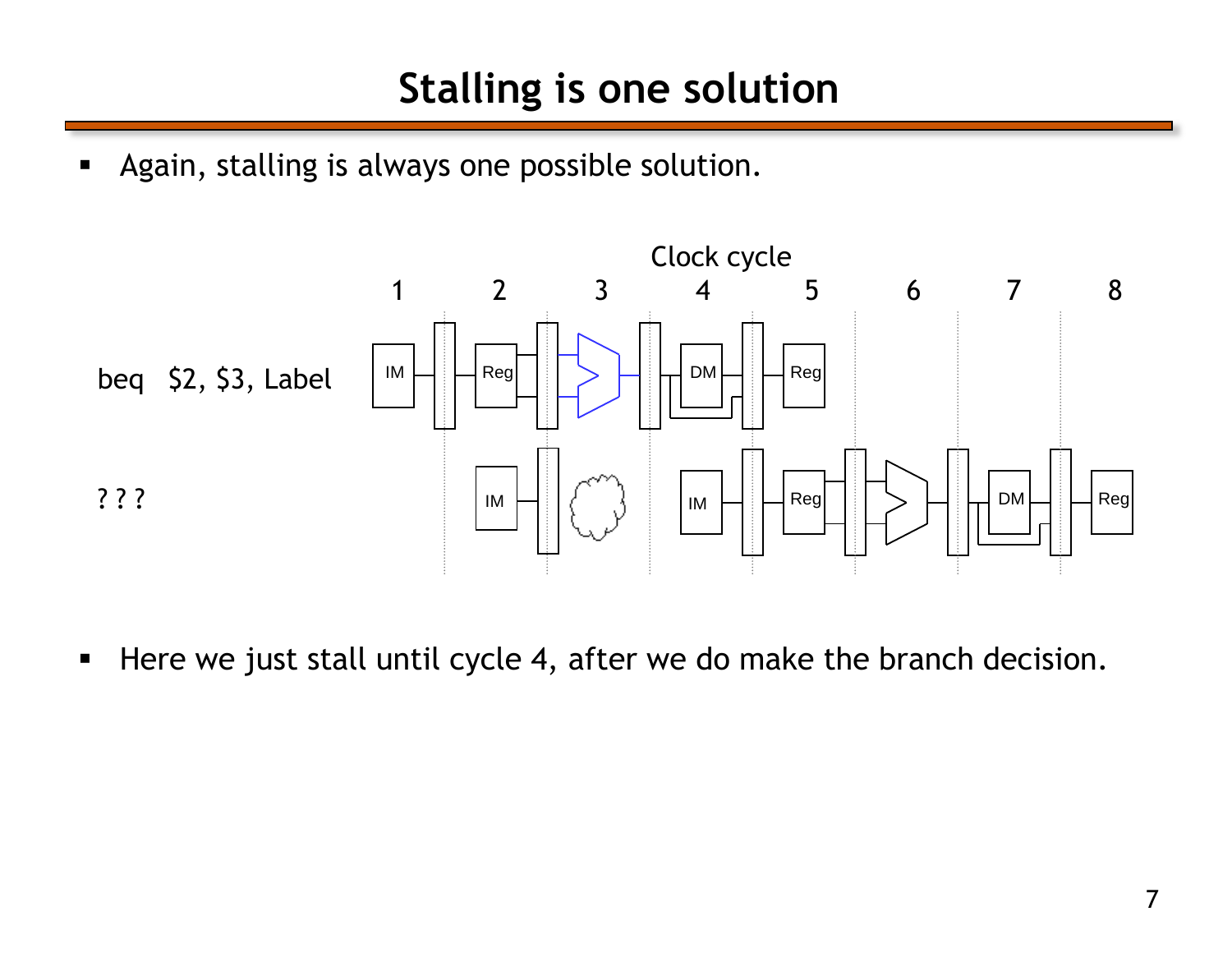# Stalling is one solution

- Again, stalling is always one possible solution.

Clock cycle

1 2 3 4 5 6 7 8

beq $2, $3, Label

? ? ?

- Here we just stall until cycle 4, after we do make the branch decision.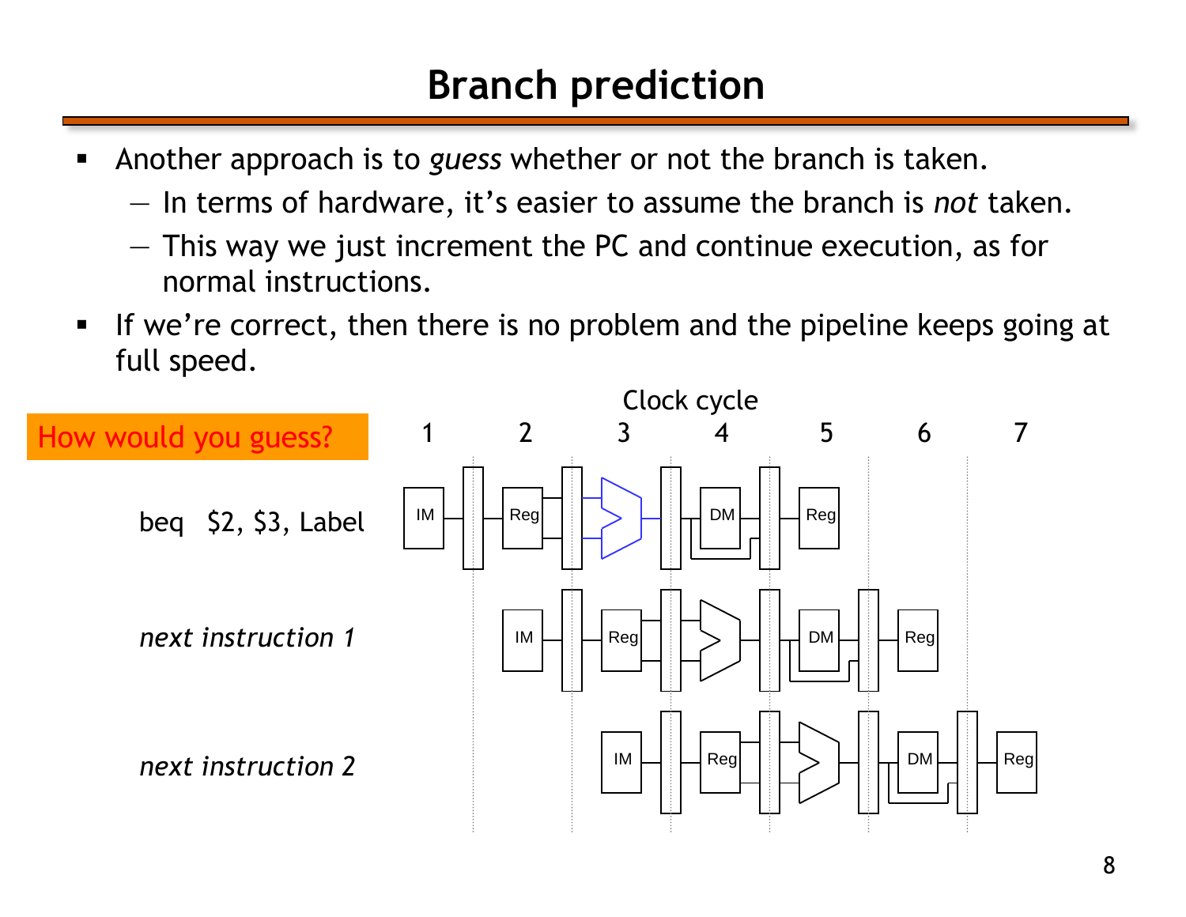# Branch prediction

- Another approach is to *guess* whether or not the branch is taken.
  - In terms of hardware, it's easier to assume the branch is *not* taken.
  - This way we just increment the PC and continue execution, as for normal instructions.
- If we're correct, then there is no problem and the pipeline keeps going at full speed.

How would you guess?

Clock cycle

1 2 3 4 5 6 7

beq $2, $3, Label — IM | Reg | ALU | DM | Reg

*next instruction 1* — IM | Reg | ALU | DM | Reg

*next instruction 2* — IM | Reg | ALU | DM | Reg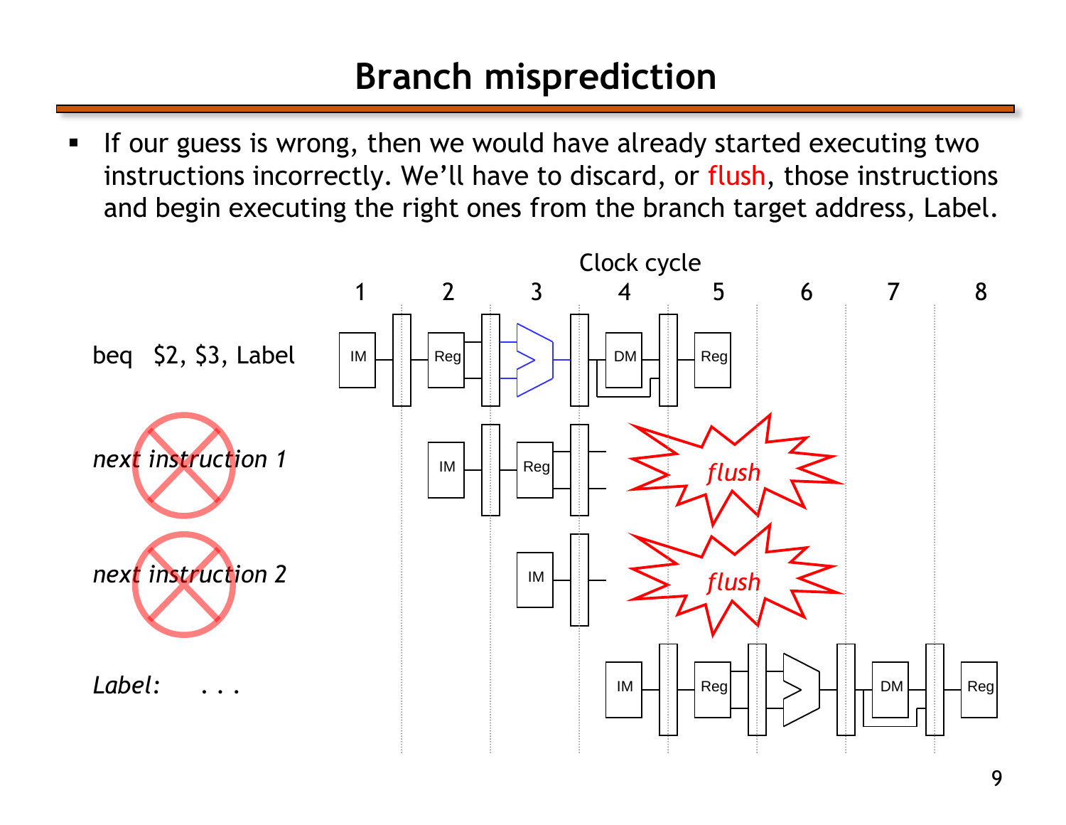# Branch misprediction

- If our guess is wrong, then we would have already started executing two instructions incorrectly. We'll have to discard, or flush, those instructions and begin executing the right ones from the branch target address, Label.

Clock cycle

| | 1 | 2 | 3 | 4 | 5 | 6 | 7 | 8 |
|---|---|---|---|---|---|---|---|---|
| beq $2, $3, Label | IM | Reg | ALU | DM | Reg | | | |
| *next instruction 1* | | IM | Reg | *flush* | | | | |
| *next instruction 2* | | | IM | *flush* | | | | |
| *Label: . . .* | | | | IM | Reg | ALU | DM | Reg |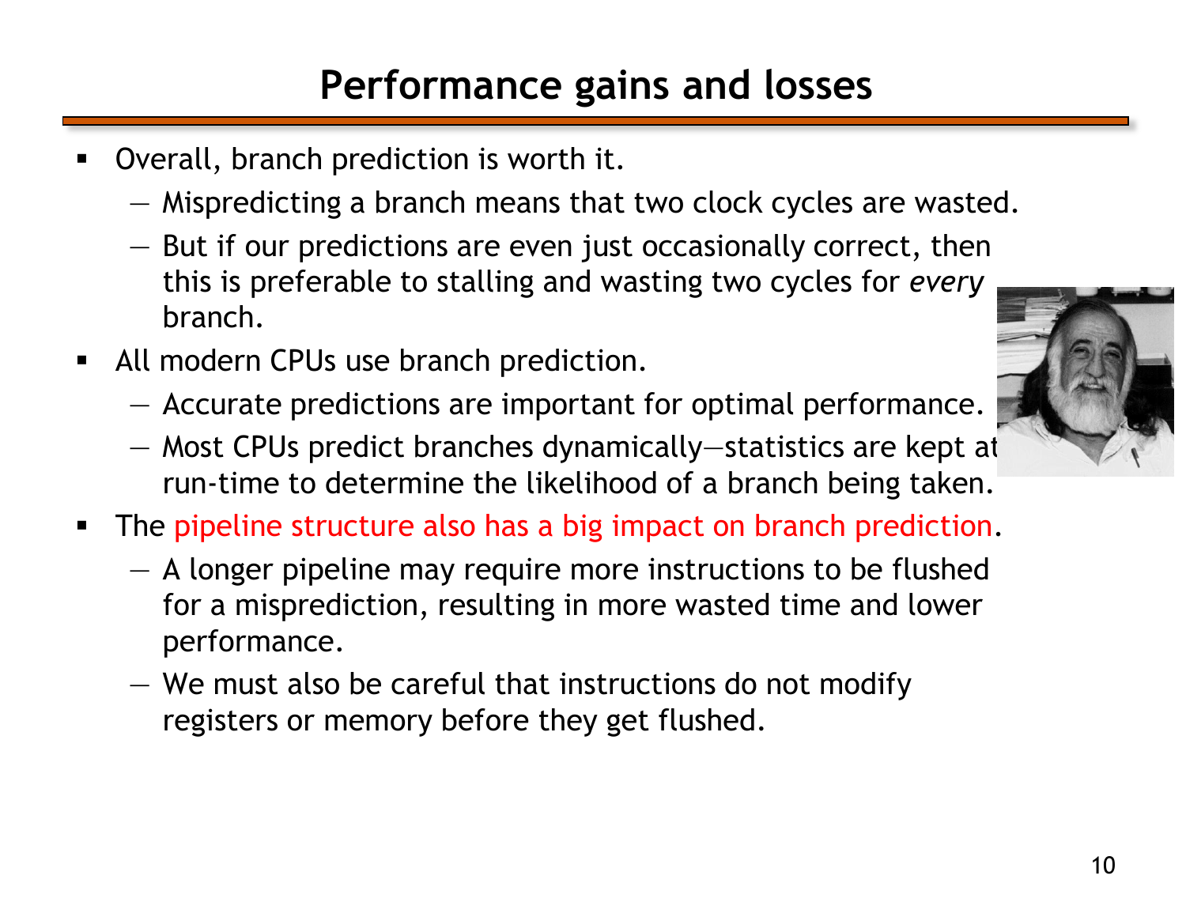# Performance gains and losses

- Overall, branch prediction is worth it.
  - Mispredicting a branch means that two clock cycles are wasted.
  - But if our predictions are even just occasionally correct, then this is preferable to stalling and wasting two cycles for *every* branch.
- All modern CPUs use branch prediction.
  - Accurate predictions are important for optimal performance.
  - Most CPUs predict branches dynamically—statistics are kept at run-time to determine the likelihood of a branch being taken.
- The pipeline structure also has a big impact on branch prediction.
  - A longer pipeline may require more instructions to be flushed for a misprediction, resulting in more wasted time and lower performance.
  - We must also be careful that instructions do not modify registers or memory before they get flushed.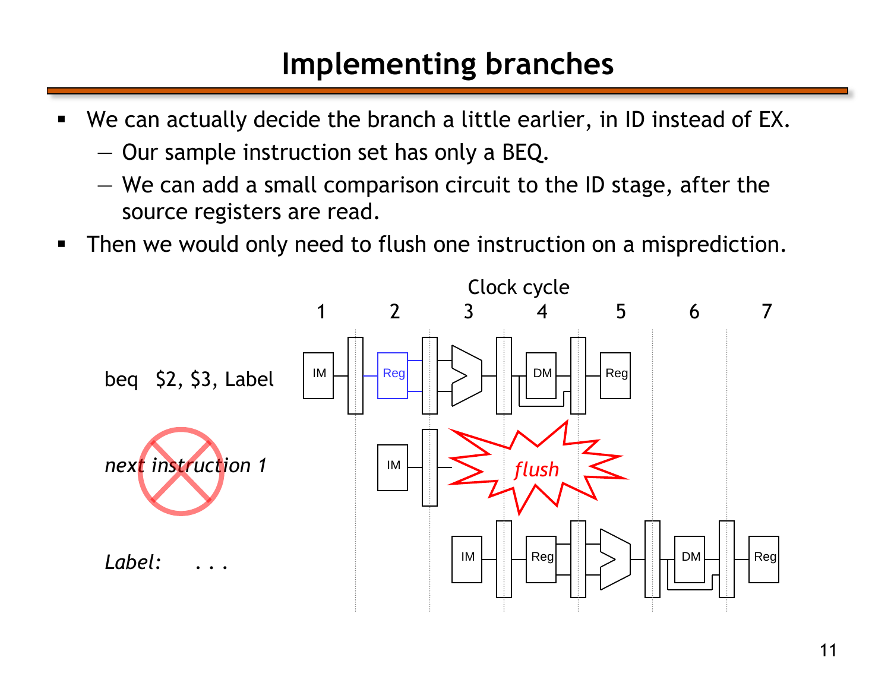# Implementing branches

- We can actually decide the branch a little earlier, in ID instead of EX.
  - Our sample instruction set has only a BEQ.
  - We can add a small comparison circuit to the ID stage, after the source registers are read.
- Then we would only need to flush one instruction on a misprediction.

Clock cycle

1 2 3 4 5 6 7

beq $2, $3, Label — IM | Reg | ALU | DM | Reg

*next instruction 1* — IM | *flush*

*Label:* . . . — IM | Reg | ALU | DM | Reg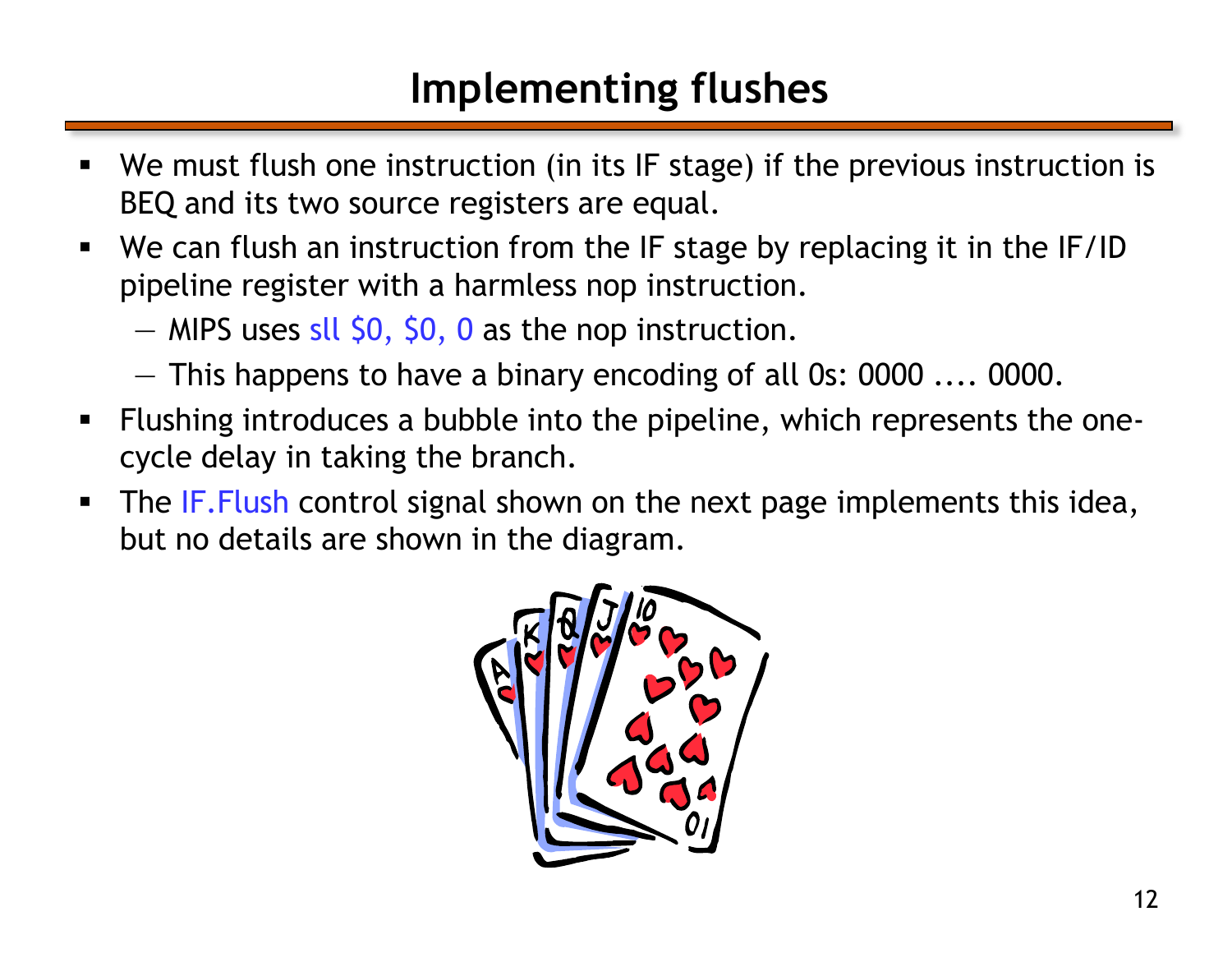# Implementing flushes

- We must flush one instruction (in its IF stage) if the previous instruction is BEQ and its two source registers are equal.
- We can flush an instruction from the IF stage by replacing it in the IF/ID pipeline register with a harmless nop instruction.
  - MIPS uses sll $0, $0, 0 as the nop instruction.
  - This happens to have a binary encoding of all 0s: 0000 .... 0000.
- Flushing introduces a bubble into the pipeline, which represents the one-cycle delay in taking the branch.
- The IF.Flush control signal shown on the next page implements this idea, but no details are shown in the diagram.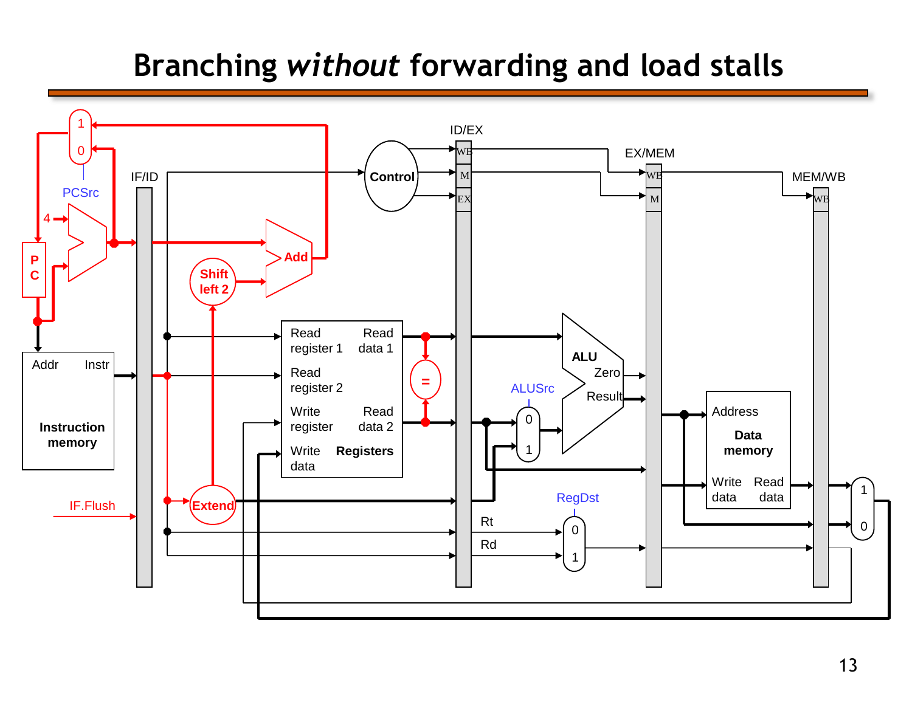# Branching *without* forwarding and load stalls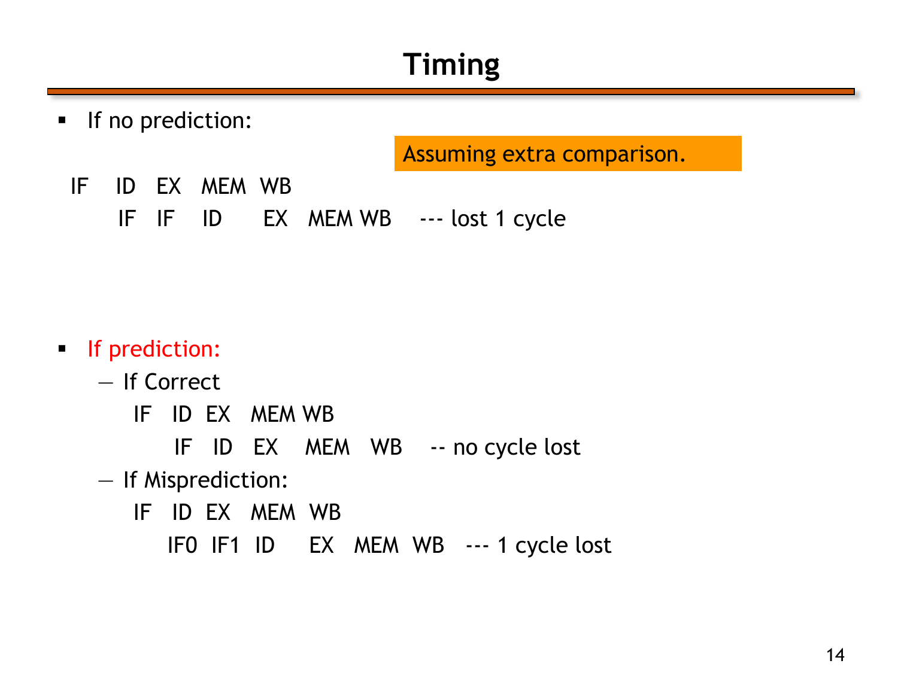# Timing

- If no prediction:

Assuming extra comparison.

```
IF    ID   EX   MEM  WB
      IF   IF    ID      EX   MEM WB    --- lost 1 cycle
```

- If prediction:
  - If Correct

```
IF   ID  EX   MEM WB
     IF   ID   EX    MEM   WB    -- no cycle lost
```

  - If Misprediction:

```
IF   ID  EX   MEM  WB
    IF0  IF1  ID     EX   MEM  WB   --- 1 cycle lost
```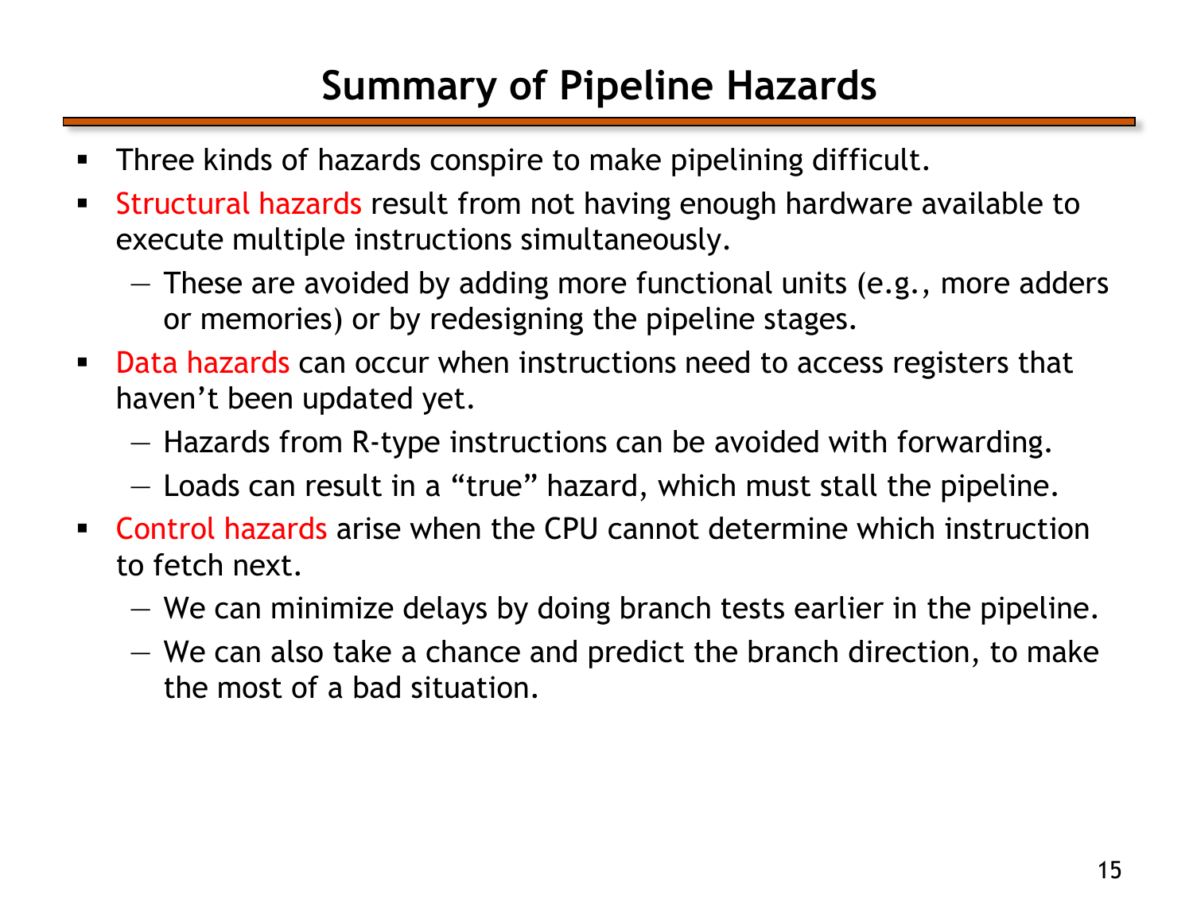# Summary of Pipeline Hazards

- Three kinds of hazards conspire to make pipelining difficult.
- Structural hazards result from not having enough hardware available to execute multiple instructions simultaneously.
  - These are avoided by adding more functional units (e.g., more adders or memories) or by redesigning the pipeline stages.
- Data hazards can occur when instructions need to access registers that haven't been updated yet.
  - Hazards from R-type instructions can be avoided with forwarding.
  - Loads can result in a "true" hazard, which must stall the pipeline.
- Control hazards arise when the CPU cannot determine which instruction to fetch next.
  - We can minimize delays by doing branch tests earlier in the pipeline.
  - We can also take a chance and predict the branch direction, to make the most of a bad situation.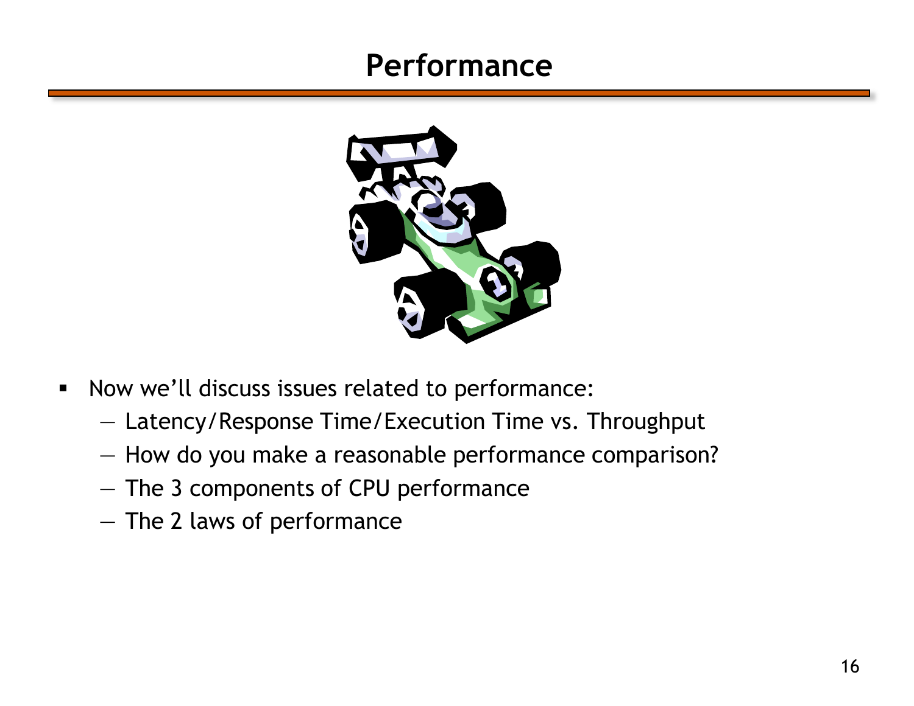# Performance

- Now we'll discuss issues related to performance:
  - Latency/Response Time/Execution Time vs. Throughput
  - How do you make a reasonable performance comparison?
  - The 3 components of CPU performance
  - The 2 laws of performance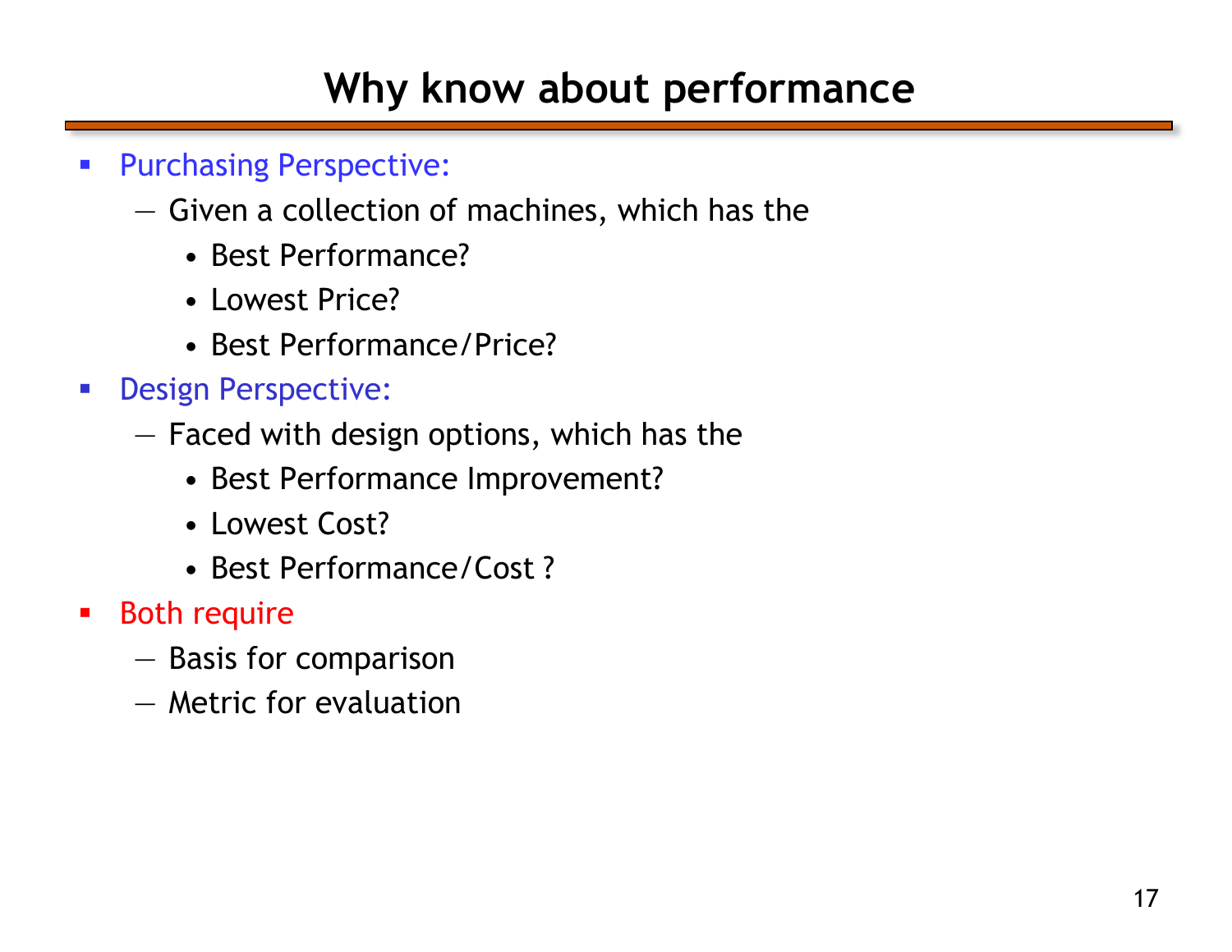# Why know about performance

- Purchasing Perspective:
  - Given a collection of machines, which has the
    - Best Performance?
    - Lowest Price?
    - Best Performance/Price?
- Design Perspective:
  - Faced with design options, which has the
    - Best Performance Improvement?
    - Lowest Cost?
    - Best Performance/Cost ?
- Both require
  - Basis for comparison
  - Metric for evaluation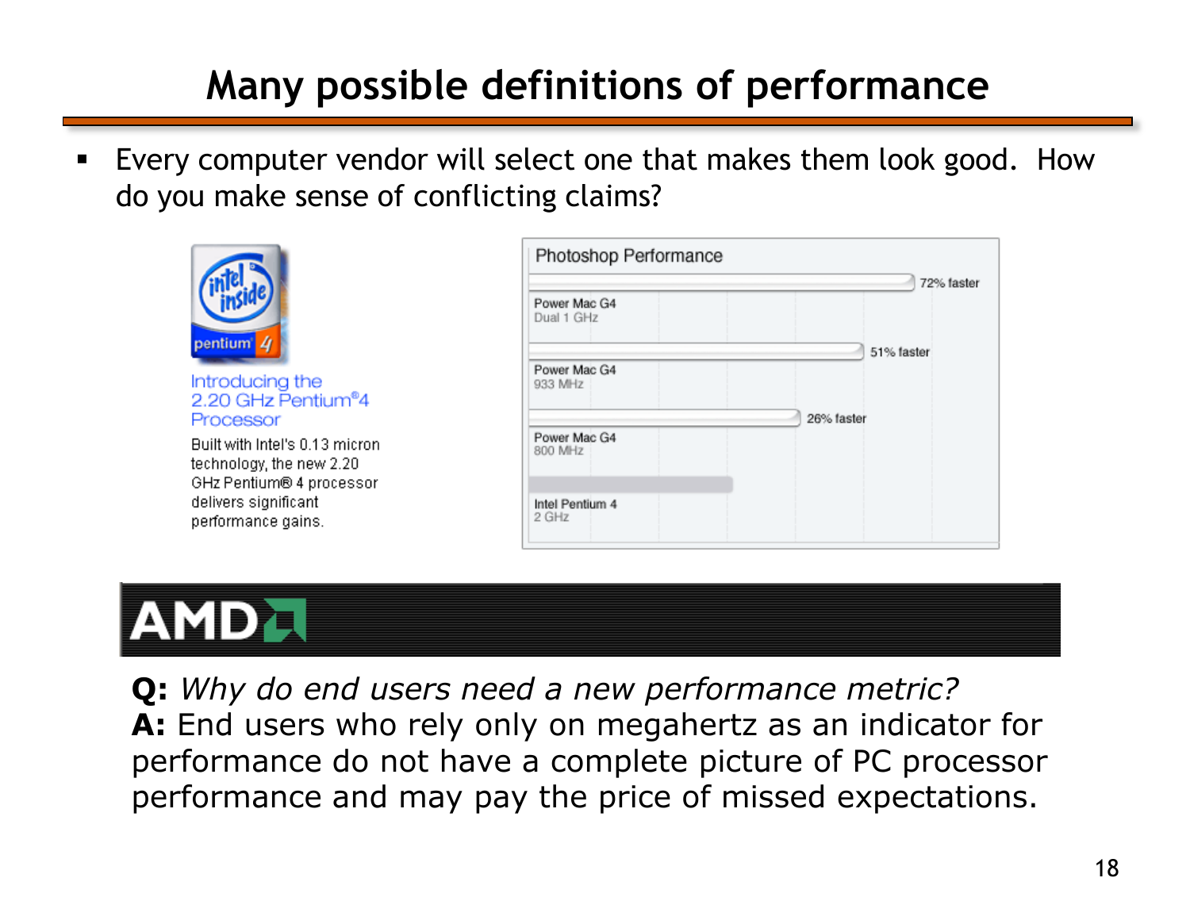# Many possible definitions of performance

- Every computer vendor will select one that makes them look good. How do you make sense of conflicting claims?

Introducing the 2.20 GHz Pentium®4 Processor

Built with Intel's 0.13 micron technology, the new 2.20 GHz Pentium® 4 processor delivers significant performance gains.

**Photoshop Performance**

| Processor | Performance |
| --- | --- |
| Power Mac G4 Dual 1 GHz | 72% faster |
| Power Mac G4 933 MHz | 51% faster |
| Power Mac G4 800 MHz | 26% faster |
| Intel Pentium 4 2 GHz | |

AMD

**Q:** *Why do end users need a new performance metric?*
**A:** End users who rely only on megahertz as an indicator for performance do not have a complete picture of PC processor performance and may pay the price of missed expectations.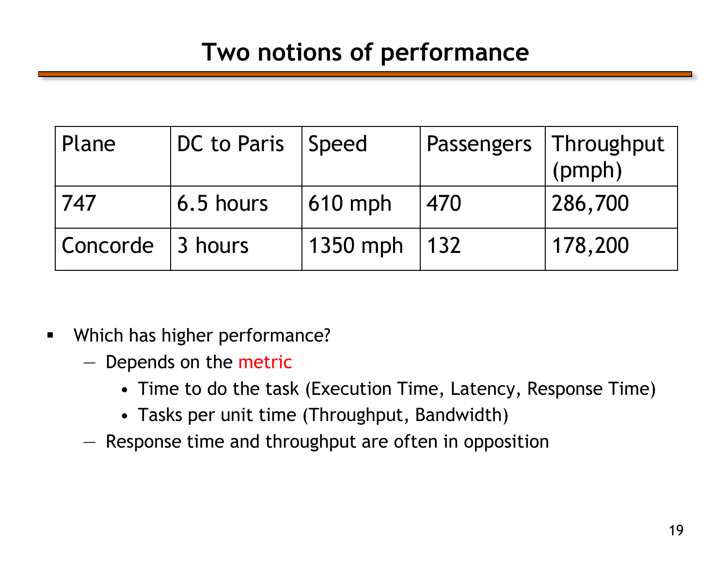# Two notions of performance

| Plane | DC to Paris | Speed | Passengers | Throughput (pmph) |
|---|---|---|---|---|
| 747 | 6.5 hours | 610 mph | 470 | 286,700 |
| Concorde | 3 hours | 1350 mph | 132 | 178,200 |

- Which has higher performance?
  - Depends on the metric
    - Time to do the task (Execution Time, Latency, Response Time)
    - Tasks per unit time (Throughput, Bandwidth)
  - Response time and throughput are often in opposition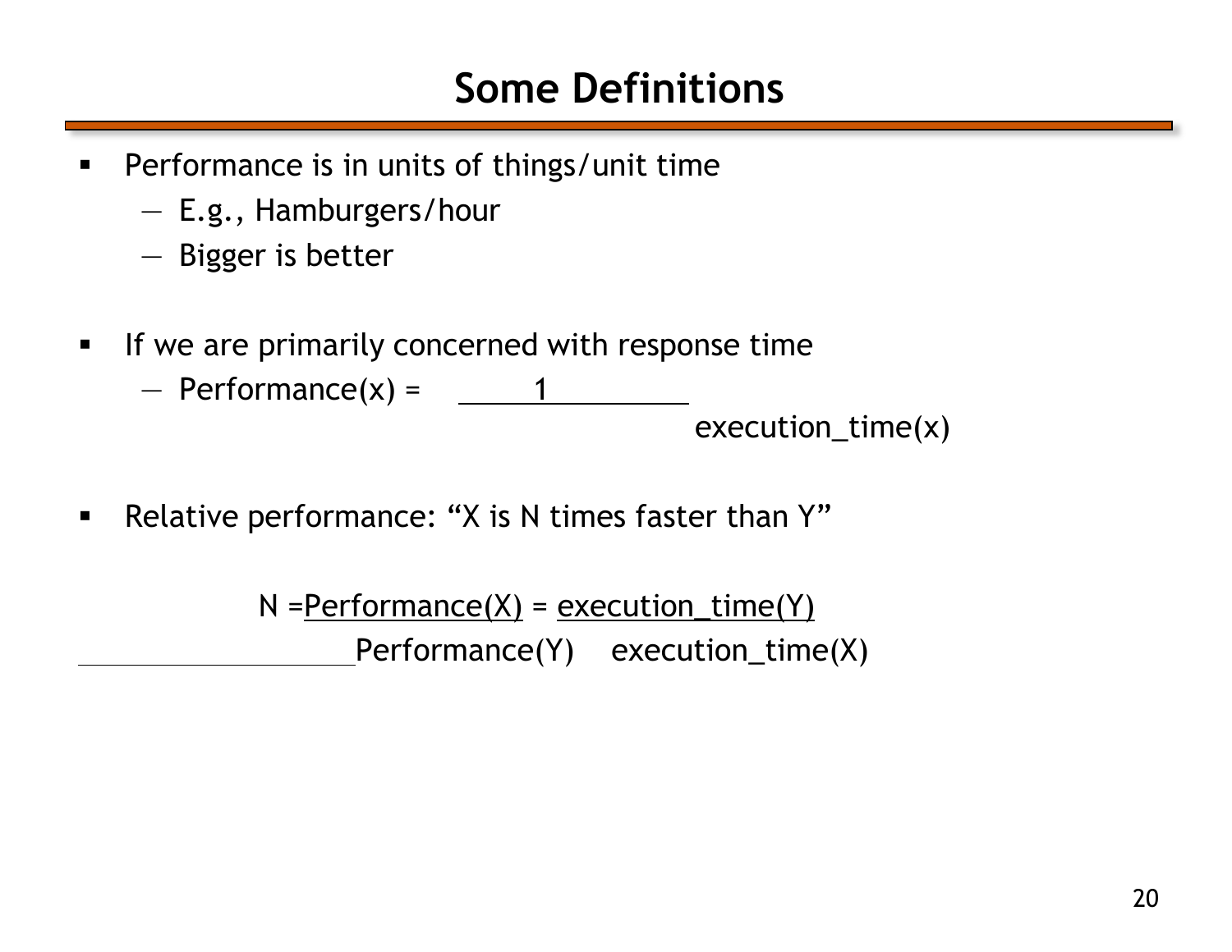# Some Definitions

- Performance is in units of things/unit time
  - E.g., Hamburgers/hour
  - Bigger is better

- If we are primarily concerned with response time
  - $\text{Performance}(x) = \dfrac{1}{\text{execution\_time}(x)}$

- Relative performance: "X is N times faster than Y"

$$N = \frac{\text{Performance}(X)}{\text{Performance}(Y)} = \frac{\text{execution\_time}(Y)}{\text{execution\_time}(X)}$$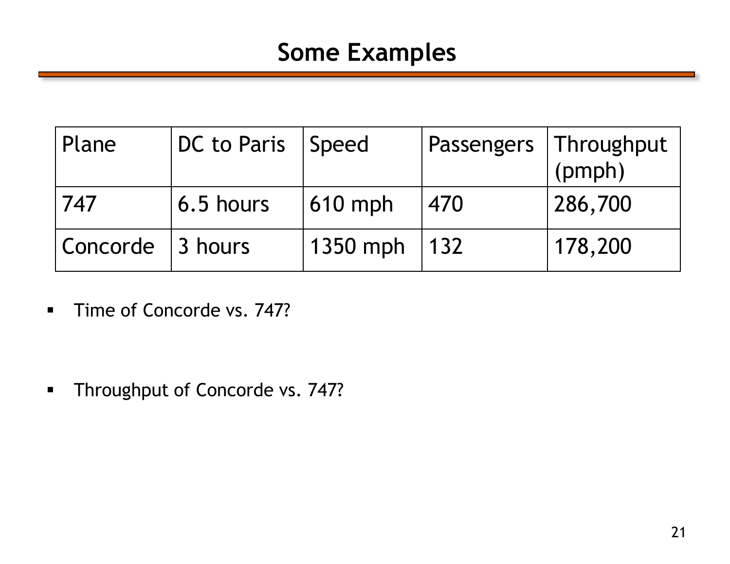# Some Examples

| Plane | DC to Paris | Speed | Passengers | Throughput (pmph) |
|---|---|---|---|---|
| 747 | 6.5 hours | 610 mph | 470 | 286,700 |
| Concorde | 3 hours | 1350 mph | 132 | 178,200 |

- Time of Concorde vs. 747?

- Throughput of Concorde vs. 747?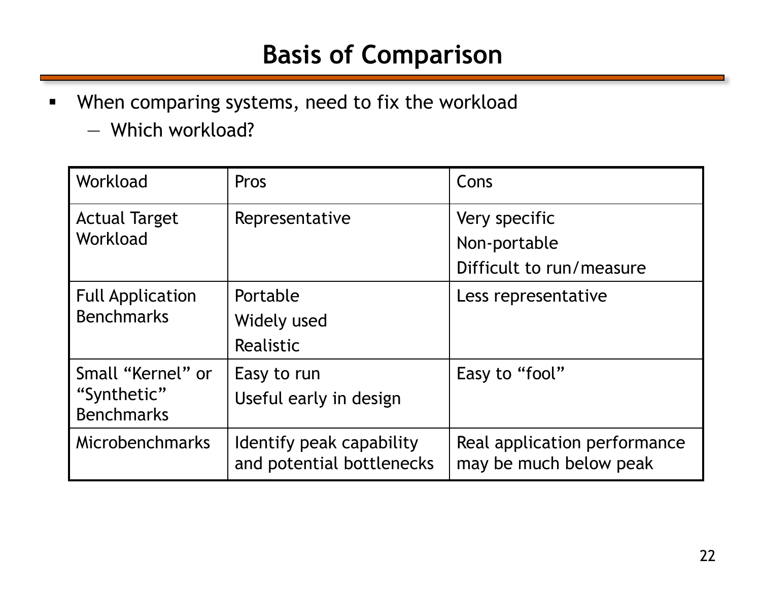# Basis of Comparison

- When comparing systems, need to fix the workload
  - Which workload?

| Workload | Pros | Cons |
| --- | --- | --- |
| Actual Target Workload | Representative | Very specific<br>Non-portable<br>Difficult to run/measure |
| Full Application Benchmarks | Portable<br>Widely used<br>Realistic | Less representative |
| Small “Kernel” or “Synthetic” Benchmarks | Easy to run<br>Useful early in design | Easy to “fool” |
| Microbenchmarks | Identify peak capability and potential bottlenecks | Real application performance may be much below peak |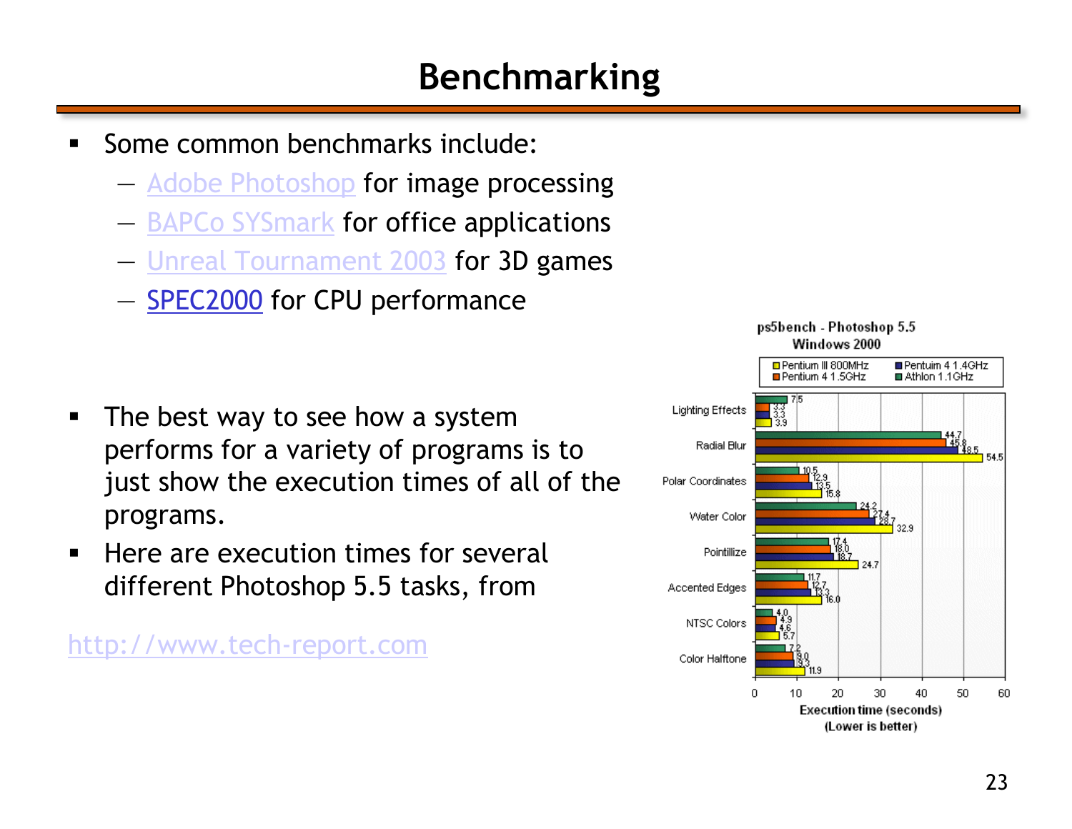# Benchmarking

- Some common benchmarks include:
  - Adobe Photoshop for image processing
  - BAPCo SYSmark for office applications
  - Unreal Tournament 2003 for 3D games
  - SPEC2000 for CPU performance

- The best way to see how a system performs for a variety of programs is to just show the execution times of all of the programs.
- Here are execution times for several different Photoshop 5.5 tasks, from

http://www.tech-report.com

**ps5bench - Photoshop 5.5**
**Windows 2000**

| Task | Athlon 1.1GHz | Pentium 4 1.5GHz | Pentium 4 1.4GHz | Pentium III 800MHz |
| --- | --- | --- | --- | --- |
| Lighting Effects | 7.5 | 3.3 | 3.3 | 3.9 |
| Radial Blur | 44.7 | 45.8 | 48.5 | 54.5 |
| Polar Coordinates | 10.5 | 12.9 | 13.5 | 15.8 |
| Water Color | 24.2 | 27.4 | 28.7 | 32.9 |
| Pointillize | 17.4 | 18.0 | 18.7 | 24.7 |
| Accented Edges | 11.7 | 12.7 | 13.3 | 16.0 |
| NTSC Colors | 4.0 | 4.9 | 4.6 | 5.7 |
| Color Halftone | 7.2 | 9.0 | 9.3 | 11.9 |

Execution time (seconds)
(Lower is better)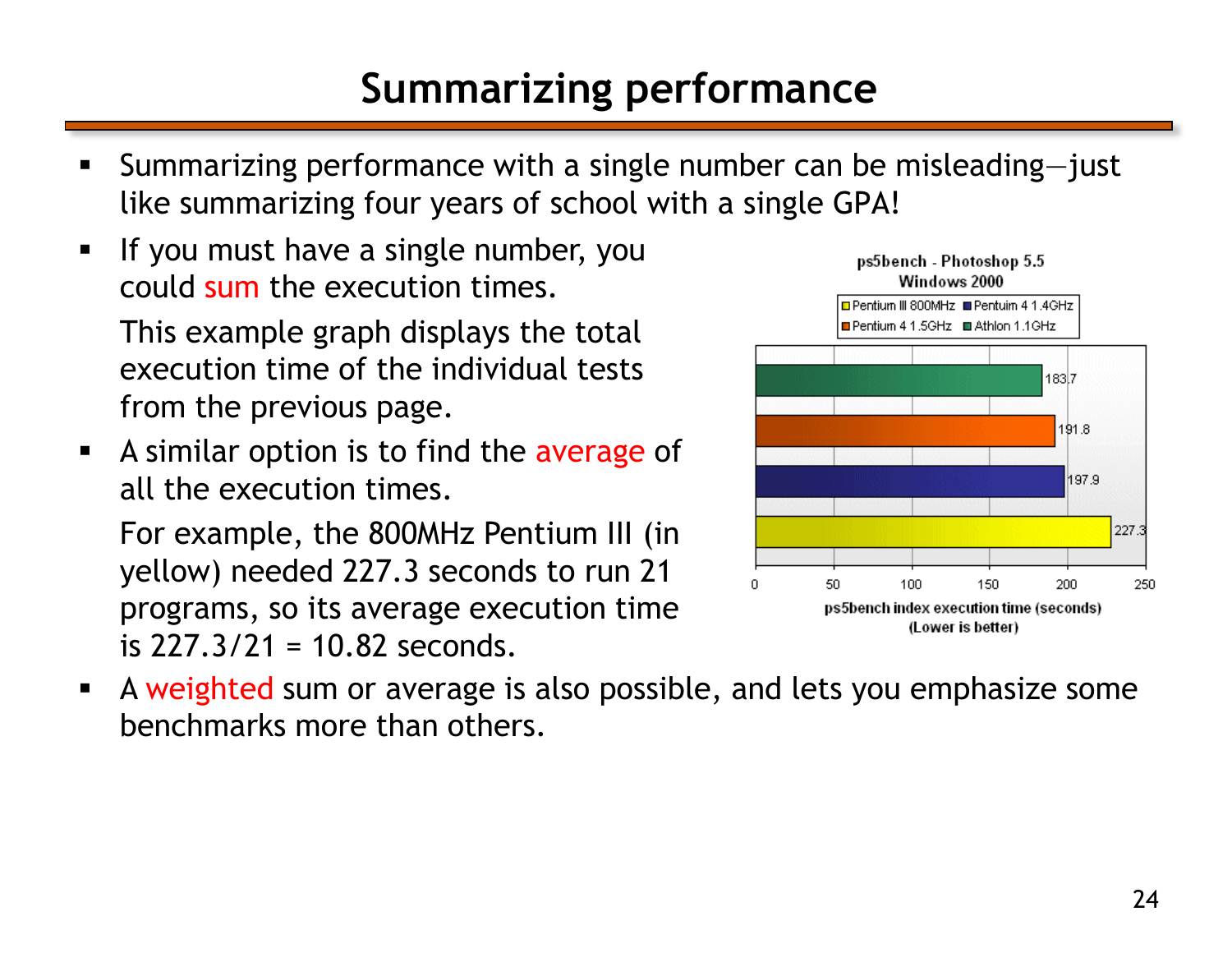# Summarizing performance

- Summarizing performance with a single number can be misleading—just like summarizing four years of school with a single GPA!
- If you must have a single number, you could sum the execution times.

  This example graph displays the total execution time of the individual tests from the previous page.
- A similar option is to find the average of all the execution times.

  For example, the 800MHz Pentium III (in yellow) needed 227.3 seconds to run 21 programs, so its average execution time is 227.3/21 = 10.82 seconds.
- A weighted sum or average is also possible, and lets you emphasize some benchmarks more than others.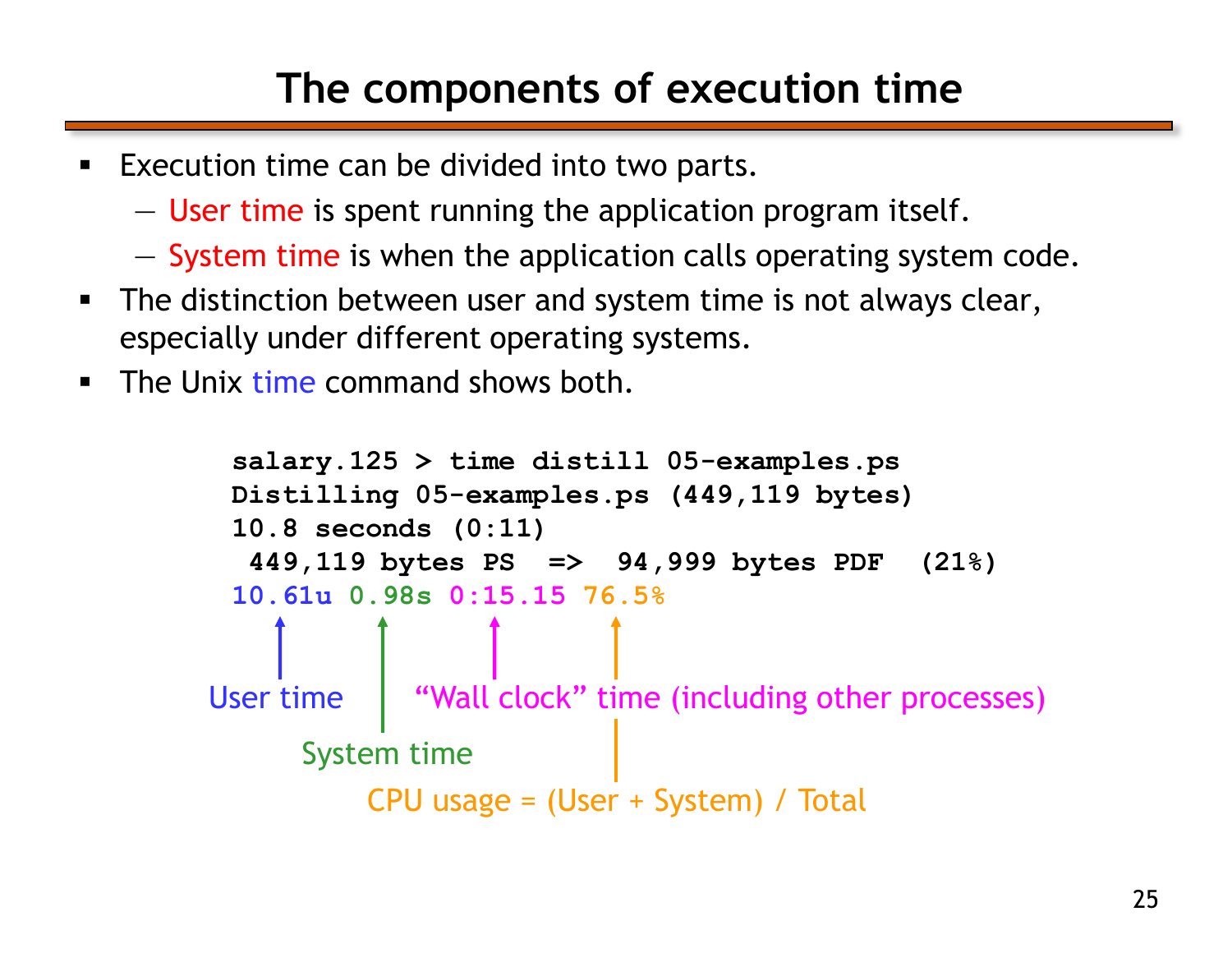# The components of execution time

- Execution time can be divided into two parts.
  - User time is spent running the application program itself.
  - System time is when the application calls operating system code.
- The distinction between user and system time is not always clear, especially under different operating systems.
- The Unix time command shows both.

```
salary.125 > time distill 05-examples.ps
Distilling 05-examples.ps (449,119 bytes)
10.8 seconds (0:11)
 449,119 bytes PS  =>  94,999 bytes PDF  (21%)
10.61u 0.98s 0:15.15 76.5%
```

- 10.61u: User time
- 0.98s: System time
- 0:15.15: "Wall clock" time (including other processes)
- 76.5%: CPU usage = (User + System) / Total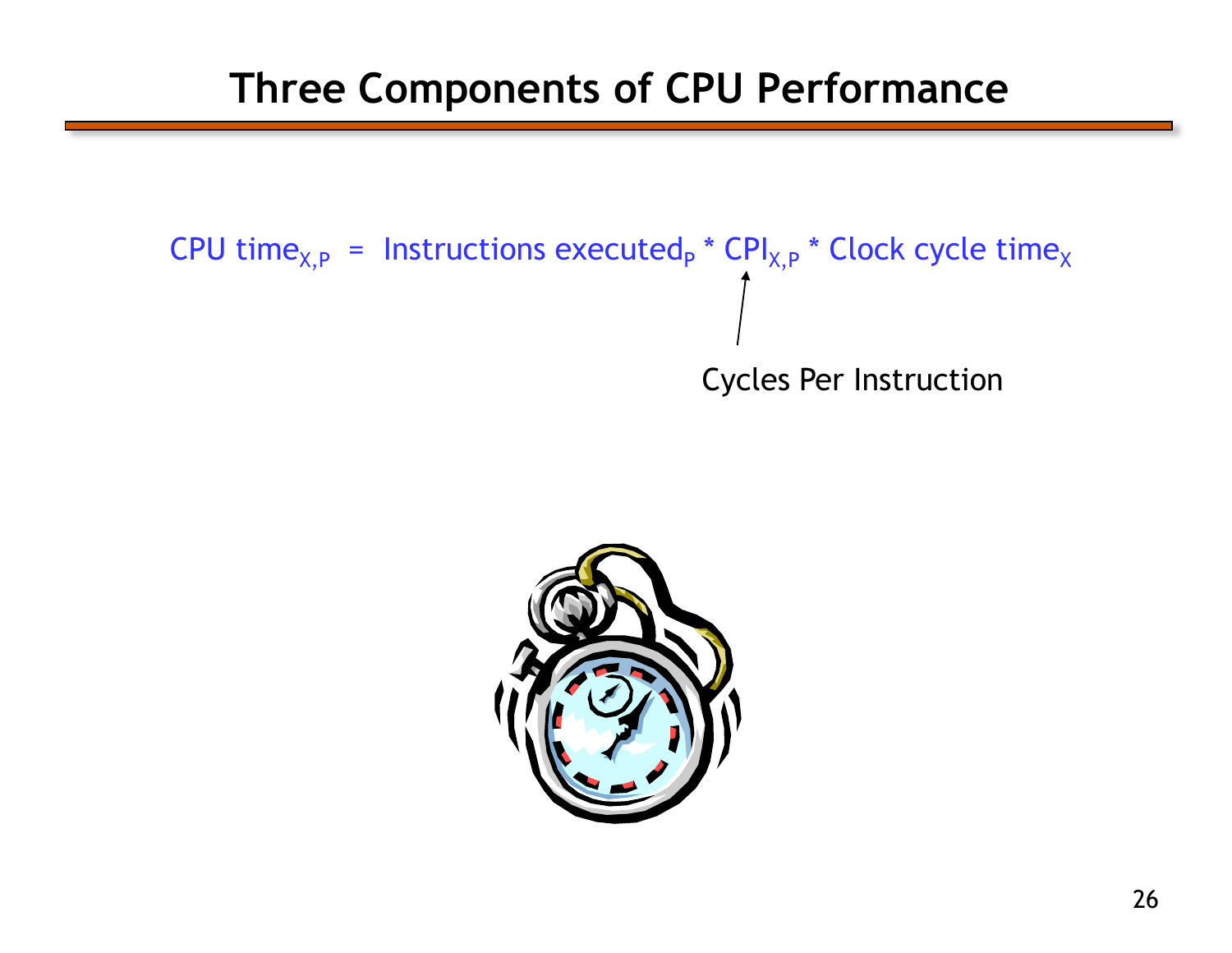# Three Components of CPU Performance

$$\text{CPU time}_{X,P} = \text{Instructions executed}_{P} * \text{CPI}_{X,P} * \text{Clock cycle time}_{X}$$

Cycles Per Instruction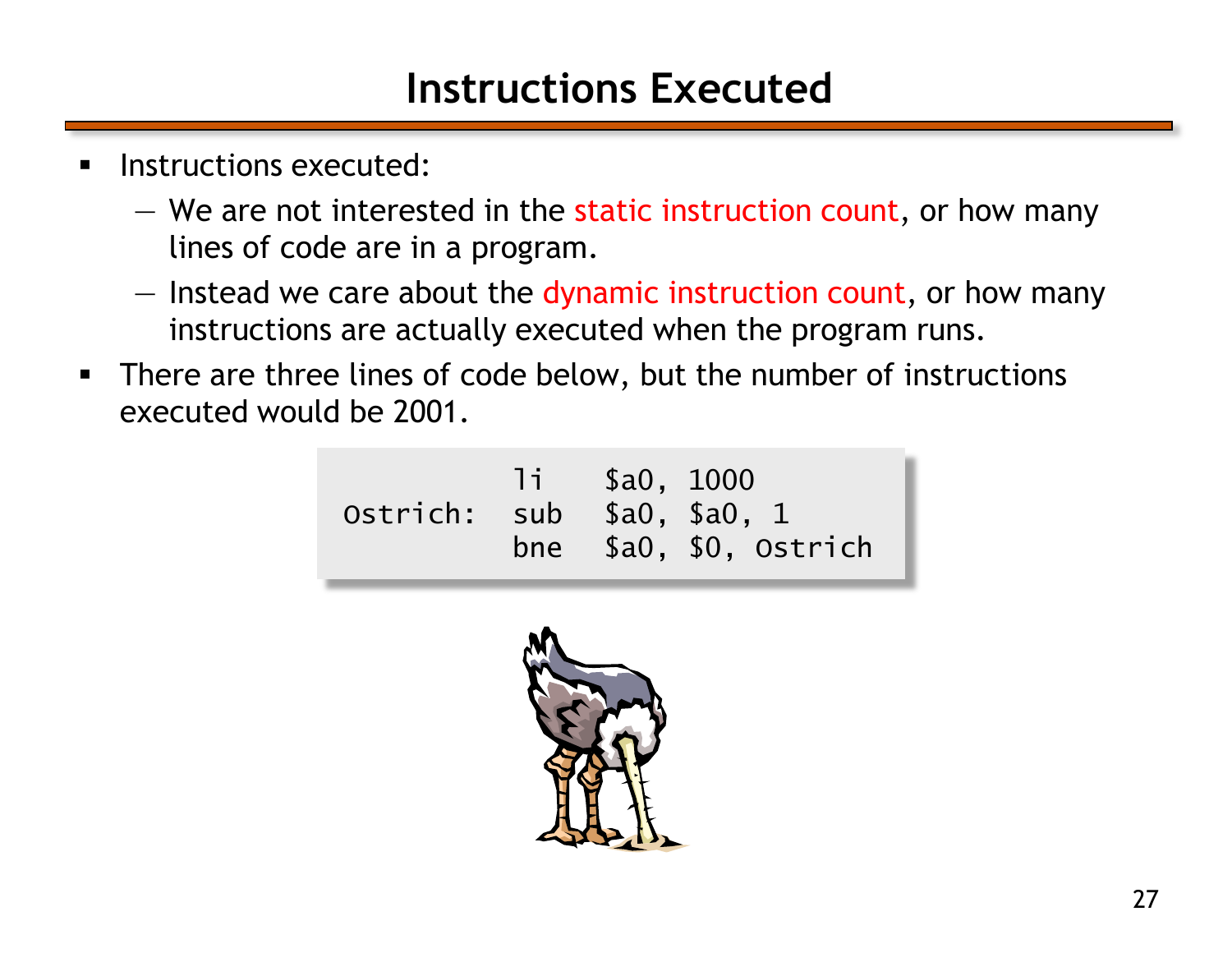# Instructions Executed

- Instructions executed:
  - We are not interested in the static instruction count, or how many lines of code are in a program.
  - Instead we care about the dynamic instruction count, or how many instructions are actually executed when the program runs.
- There are three lines of code below, but the number of instructions executed would be 2001.

```
         li   $a0, 1000
Ostrich: sub  $a0, $a0, 1
         bne  $a0, $0, Ostrich
```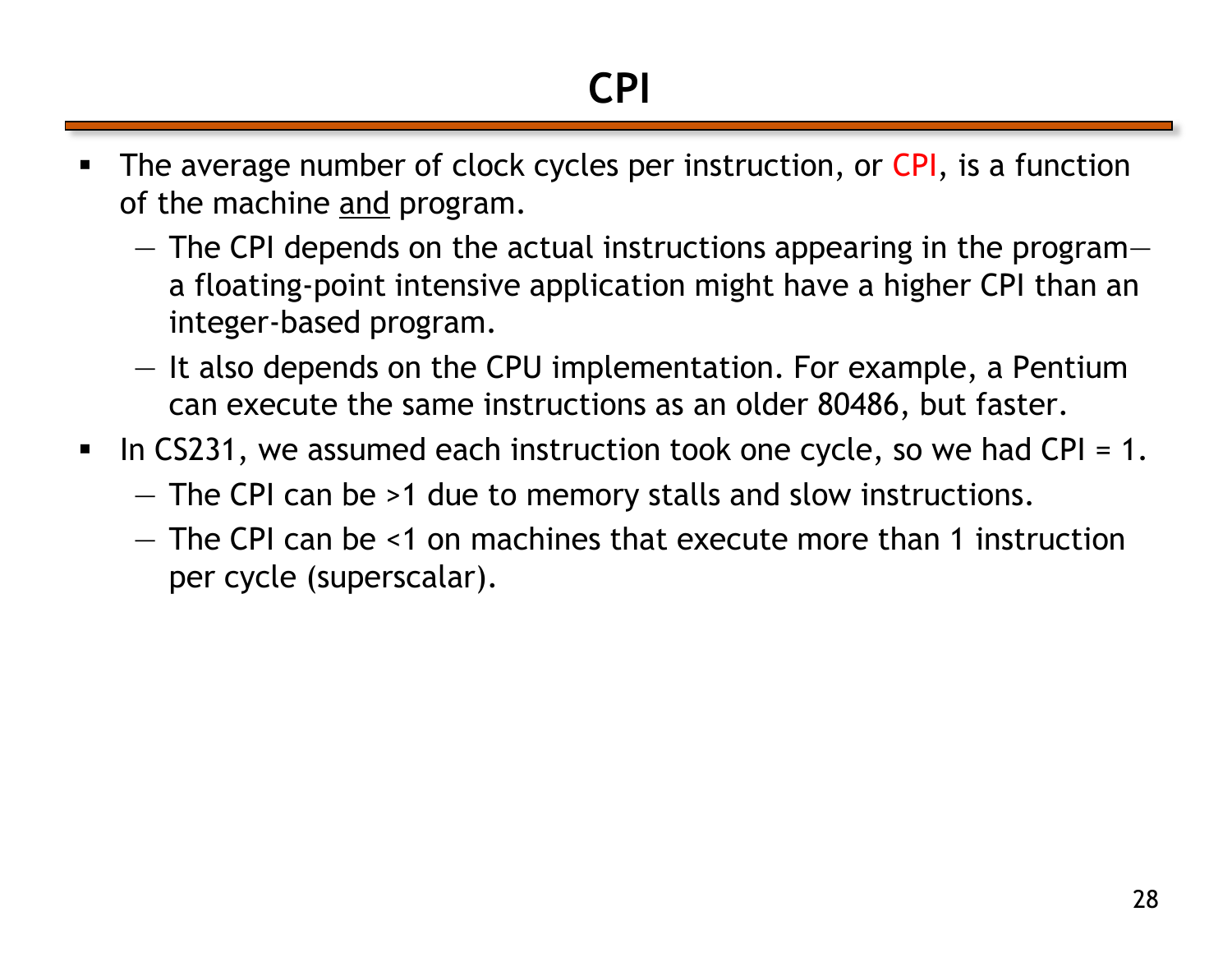# CPI

- The average number of clock cycles per instruction, or CPI, is a function of the machine <u>and</u> program.
  - The CPI depends on the actual instructions appearing in the program—a floating-point intensive application might have a higher CPI than an integer-based program.
  - It also depends on the CPU implementation. For example, a Pentium can execute the same instructions as an older 80486, but faster.
- In CS231, we assumed each instruction took one cycle, so we had CPI = 1.
  - The CPI can be >1 due to memory stalls and slow instructions.
  - The CPI can be <1 on machines that execute more than 1 instruction per cycle (superscalar).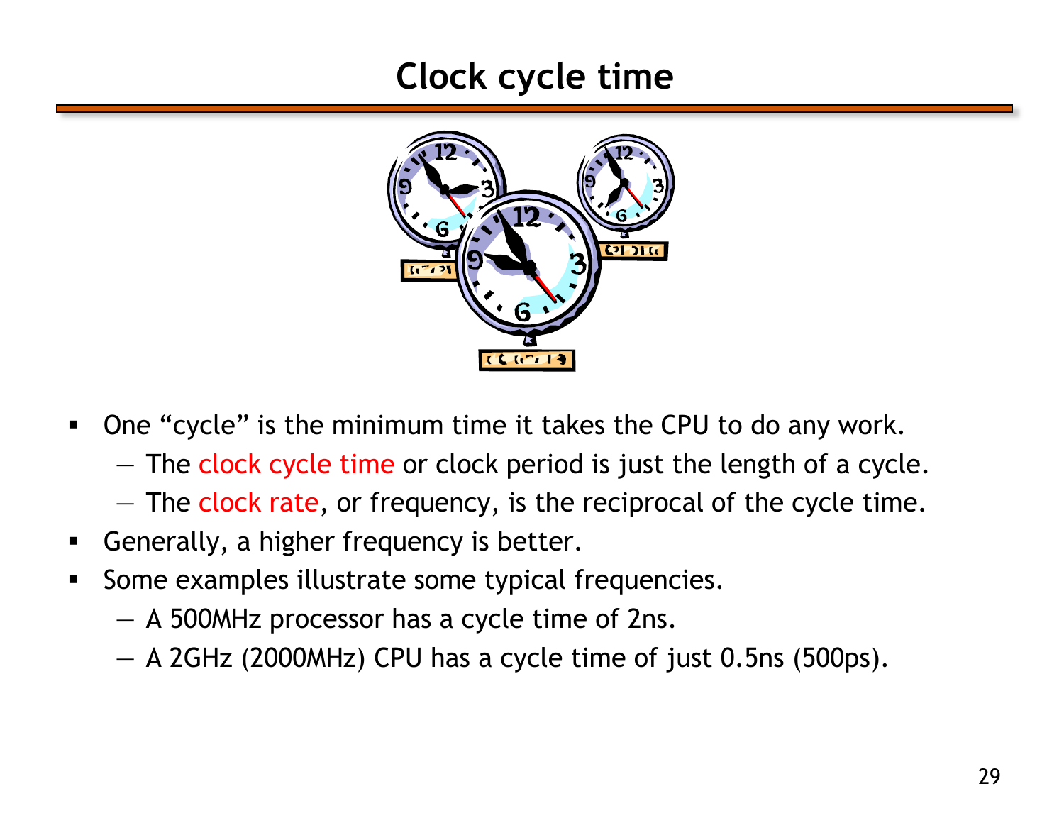# Clock cycle time

- One "cycle" is the minimum time it takes the CPU to do any work.
  - The clock cycle time or clock period is just the length of a cycle.
  - The clock rate, or frequency, is the reciprocal of the cycle time.
- Generally, a higher frequency is better.
- Some examples illustrate some typical frequencies.
  - A 500MHz processor has a cycle time of 2ns.
  - A 2GHz (2000MHz) CPU has a cycle time of just 0.5ns (500ps).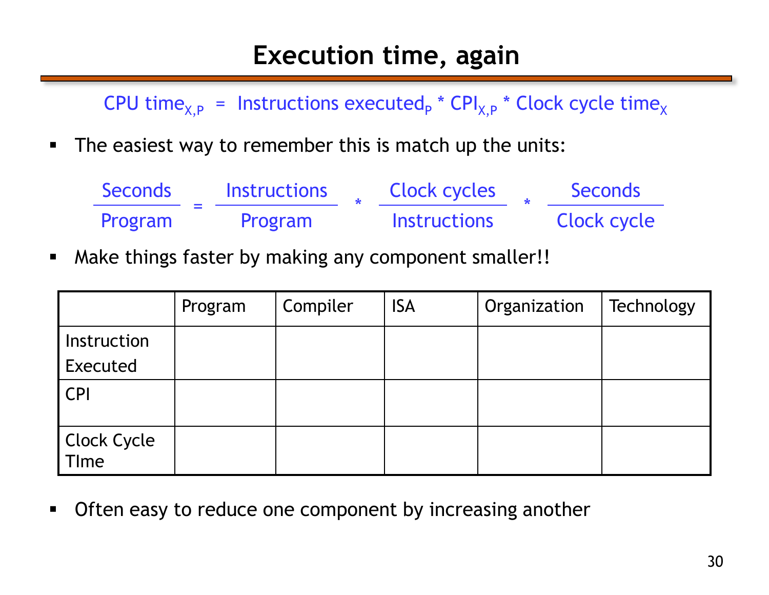# Execution time, again

$$\text{CPU time}_{X,P} = \text{Instructions executed}_P * \text{CPI}_{X,P} * \text{Clock cycle time}_X$$

- The easiest way to remember this is match up the units:

$$\frac{\text{Seconds}}{\text{Program}} = \frac{\text{Instructions}}{\text{Program}} * \frac{\text{Clock cycles}}{\text{Instructions}} * \frac{\text{Seconds}}{\text{Clock cycle}}$$

- Make things faster by making any component smaller!!

| | Program | Compiler | ISA | Organization | Technology |
|---|---|---|---|---|---|
| Instruction Executed | | | | | |
| CPI | | | | | |
| Clock Cycle TIme | | | | | |

- Often easy to reduce one component by increasing another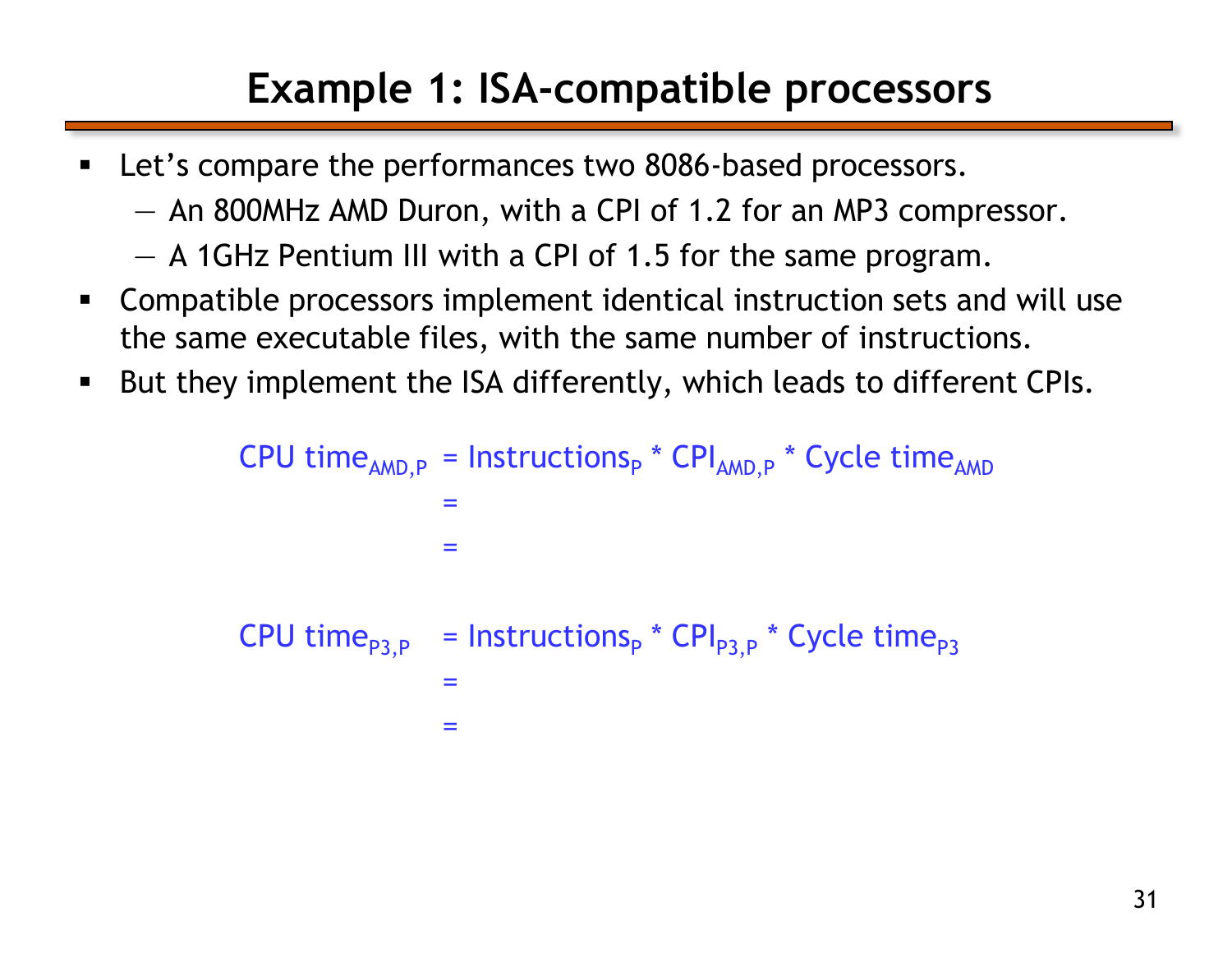# Example 1: ISA-compatible processors

- Let's compare the performances two 8086-based processors.
  - An 800MHz AMD Duron, with a CPI of 1.2 for an MP3 compressor.
  - A 1GHz Pentium III with a CPI of 1.5 for the same program.
- Compatible processors implement identical instruction sets and will use the same executable files, with the same number of instructions.
- But they implement the ISA differently, which leads to different CPIs.

$$
\begin{aligned}
\text{CPU time}_{AMD,P} &= \text{Instructions}_{P} * \text{CPI}_{AMD,P} * \text{Cycle time}_{AMD} \\
&= \\
&=
\end{aligned}
$$

$$
\begin{aligned}
\text{CPU time}_{P3,P} &= \text{Instructions}_{P} * \text{CPI}_{P3,P} * \text{Cycle time}_{P3} \\
&= \\
&=
\end{aligned}
$$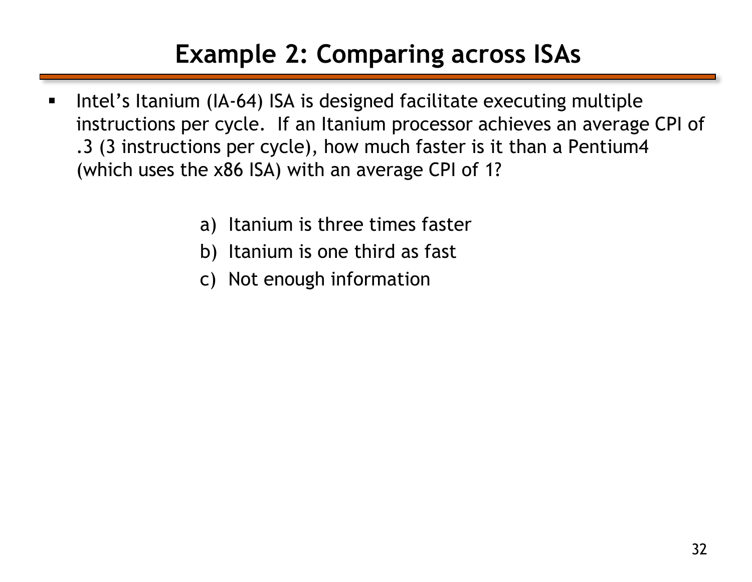# Example 2: Comparing across ISAs

- Intel's Itanium (IA-64) ISA is designed facilitate executing multiple instructions per cycle. If an Itanium processor achieves an average CPI of .3 (3 instructions per cycle), how much faster is it than a Pentium4 (which uses the x86 ISA) with an average CPI of 1?

  a) Itanium is three times faster
  b) Itanium is one third as fast
  c) Not enough information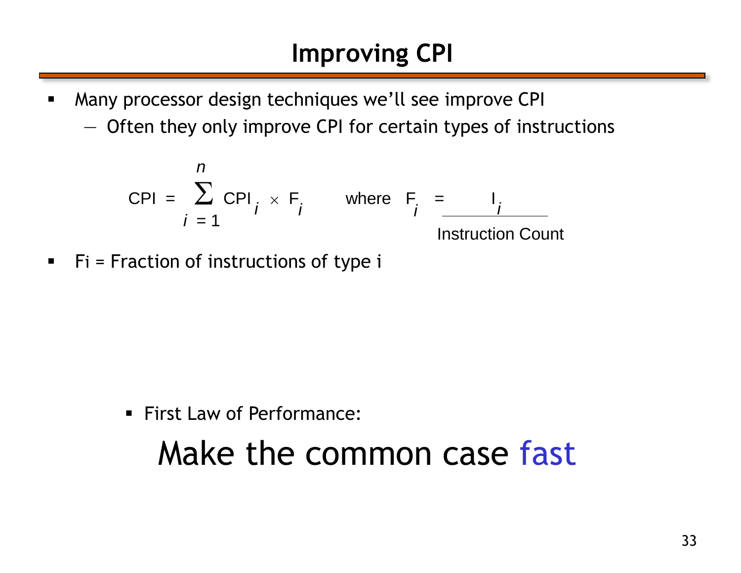# Improving CPI

- Many processor design techniques we'll see improve CPI
  - Often they only improve CPI for certain types of instructions

$$CPI = \sum_{i=1}^{n} CPI_i \times F_i \qquad \text{where} \quad F_i = \frac{I_i}{\text{Instruction Count}}$$

- $F_i$ = Fraction of instructions of type i

- First Law of Performance:

Make the common case fast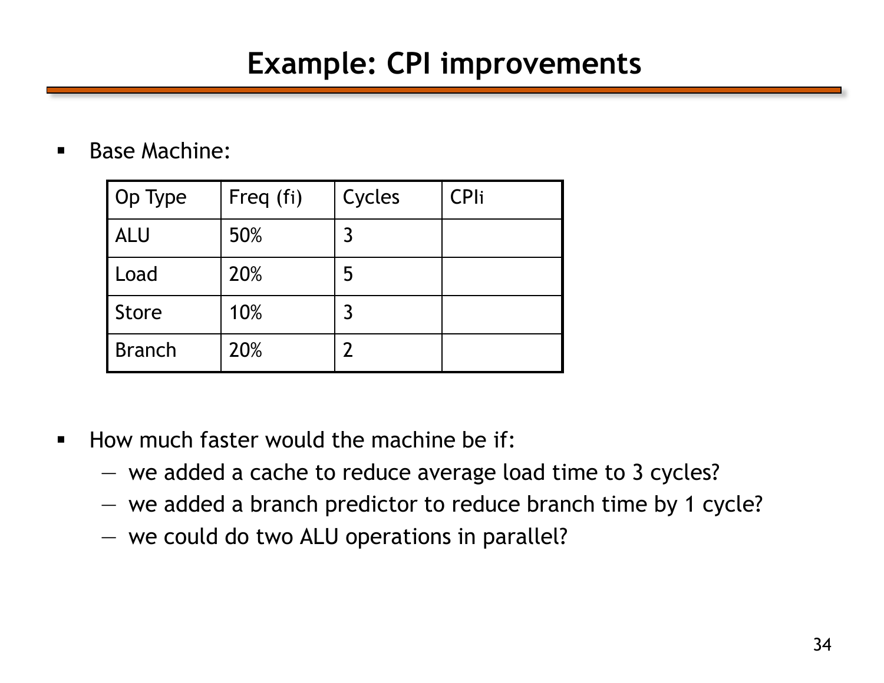# Example: CPI improvements

- Base Machine:

| Op Type | Freq ($f_i$) | Cycles | $CPI_i$ |
|---|---|---|---|
| ALU | 50% | 3 | |
| Load | 20% | 5 | |
| Store | 10% | 3 | |
| Branch | 20% | 2 | |

- How much faster would the machine be if:
  - we added a cache to reduce average load time to 3 cycles?
  - we added a branch predictor to reduce branch time by 1 cycle?
  - we could do two ALU operations in parallel?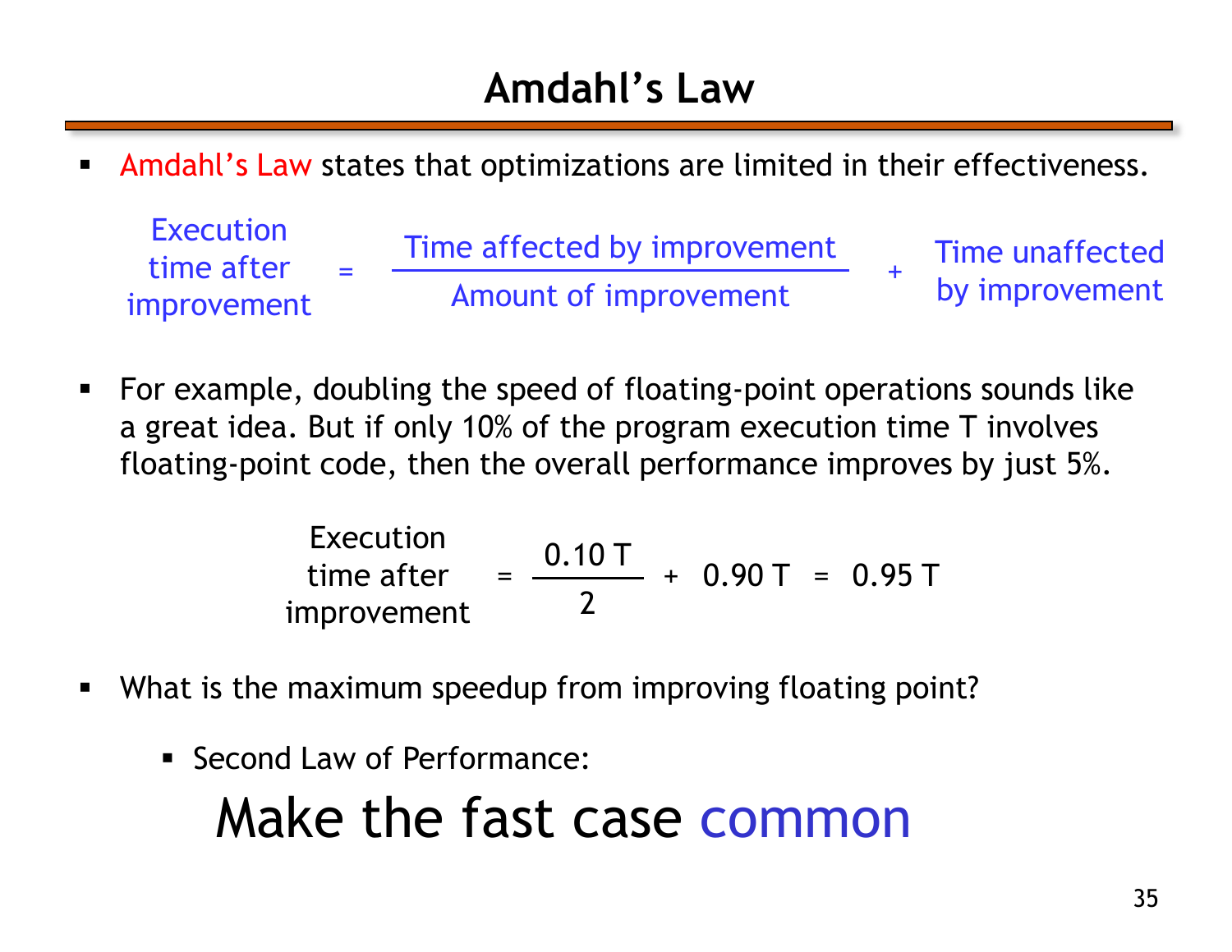# Amdahl's Law

- Amdahl's Law states that optimizations are limited in their effectiveness.

$$\text{Execution time after improvement} = \frac{\text{Time affected by improvement}}{\text{Amount of improvement}} + \text{Time unaffected by improvement}$$

- For example, doubling the speed of floating-point operations sounds like a great idea. But if only 10% of the program execution time T involves floating-point code, then the overall performance improves by just 5%.

$$\text{Execution time after improvement} = \frac{0.10\ T}{2} + 0.90\ T = 0.95\ T$$

- What is the maximum speedup from improving floating point?
  - Second Law of Performance:

## Make the fast case common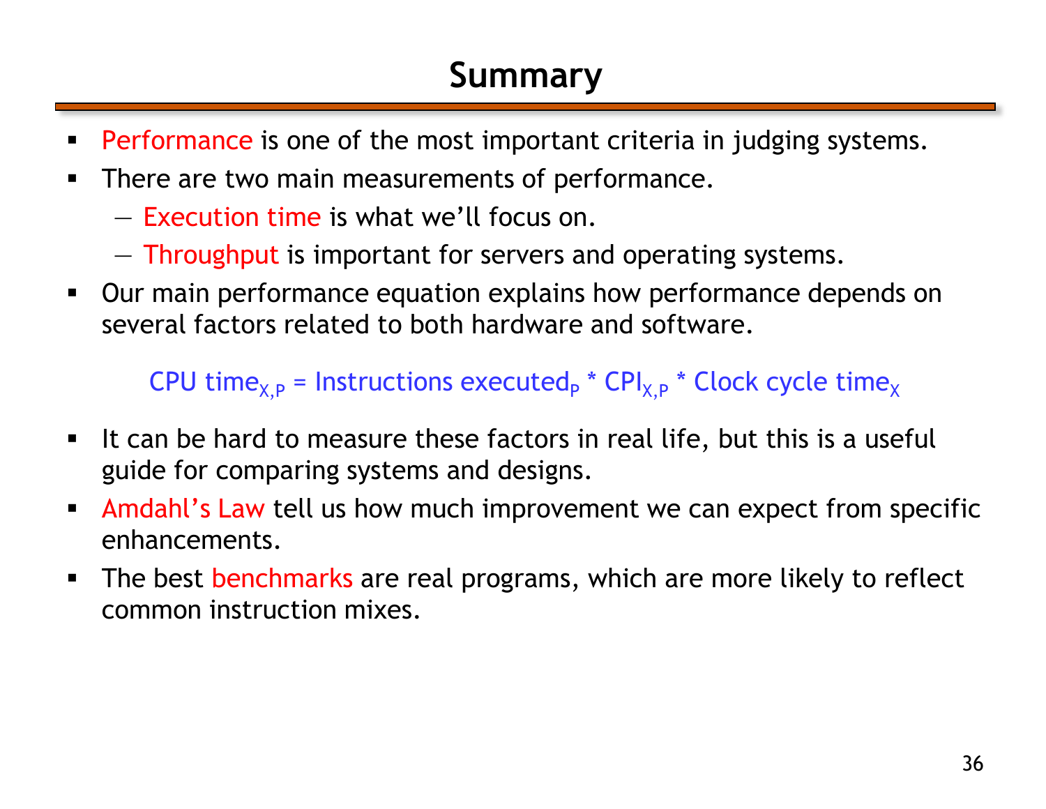# Summary

- Performance is one of the most important criteria in judging systems.
- There are two main measurements of performance.
  - Execution time is what we'll focus on.
  - Throughput is important for servers and operating systems.
- Our main performance equation explains how performance depends on several factors related to both hardware and software.

$$\text{CPU time}_{X,P} = \text{Instructions executed}_{P} * \text{CPI}_{X,P} * \text{Clock cycle time}_{X}$$

- It can be hard to measure these factors in real life, but this is a useful guide for comparing systems and designs.
- Amdahl's Law tell us how much improvement we can expect from specific enhancements.
- The best benchmarks are real programs, which are more likely to reflect common instruction mixes.